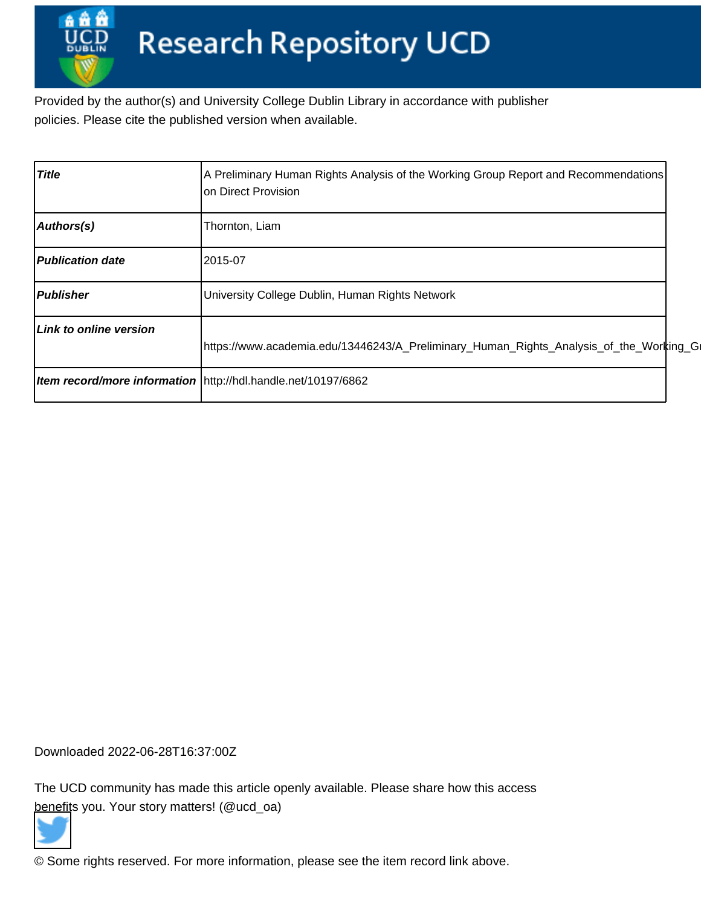# Research Repository UCD

Provided by the author(s) and University College Dublin Library in accordance with publisher policies. Please cite the published version when available.

| | |
|---|---|
| ***Title*** | A Preliminary Human Rights Analysis of the Working Group Report and Recommendations on Direct Provision |
| ***Authors(s)*** | Thornton, Liam |
| ***Publication date*** | 2015-07 |
| ***Publisher*** | University College Dublin, Human Rights Network |
| ***Link to online version*** | https://www.academia.edu/13446243/A_Preliminary_Human_Rights_Analysis_of_the_Working_Gr |
| ***Item record/more information*** | http://hdl.handle.net/10197/6862 |

Downloaded 2022-06-28T16:37:00Z

The UCD community has made this article openly available. Please share how this access benefits you. Your story matters! (@ucd_oa)

© Some rights reserved. For more information, please see the item record link above.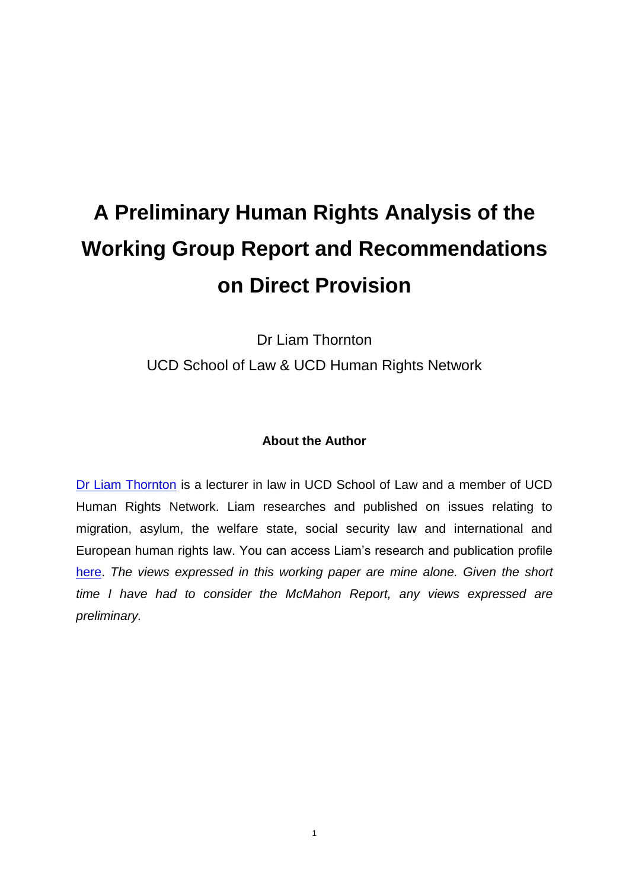# A Preliminary Human Rights Analysis of the Working Group Report and Recommendations on Direct Provision

Dr Liam Thornton

UCD School of Law & UCD Human Rights Network

### About the Author

[Dr Liam Thornton](#) is a lecturer in law in UCD School of Law and a member of UCD Human Rights Network. Liam researches and published on issues relating to migration, asylum, the welfare state, social security law and international and European human rights law. You can access Liam's research and publication profile [here](#). *The views expressed in this working paper are mine alone. Given the short time I have had to consider the McMahon Report, any views expressed are preliminary.*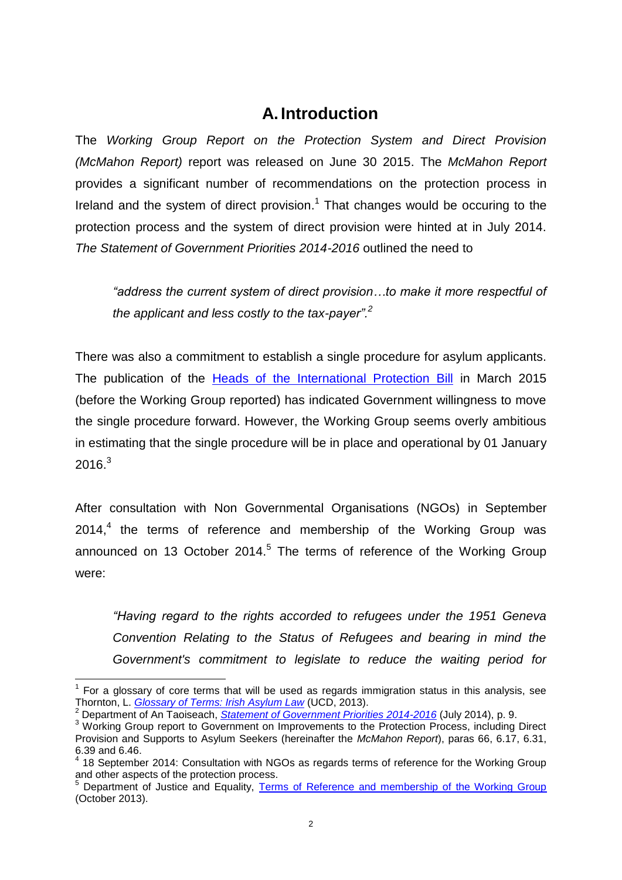# A. Introduction

The *Working Group Report on the Protection System and Direct Provision (McMahon Report)* report was released on June 30 2015. The *McMahon Report* provides a significant number of recommendations on the protection process in Ireland and the system of direct provision.[1] That changes would be occuring to the protection process and the system of direct provision were hinted at in July 2014. *The Statement of Government Priorities 2014-2016* outlined the need to

> *"address the current system of direct provision…to make it more respectful of the applicant and less costly to the tax-payer".*[2]

There was also a commitment to establish a single procedure for asylum applicants. The publication of the Heads of the International Protection Bill in March 2015 (before the Working Group reported) has indicated Government willingness to move the single procedure forward. However, the Working Group seems overly ambitious in estimating that the single procedure will be in place and operational by 01 January 2016.[3]

After consultation with Non Governmental Organisations (NGOs) in September 2014,[4] the terms of reference and membership of the Working Group was announced on 13 October 2014.[5] The terms of reference of the Working Group were:

> *"Having regard to the rights accorded to refugees under the 1951 Geneva Convention Relating to the Status of Refugees and bearing in mind the Government's commitment to legislate to reduce the waiting period for*

---

[1] For a glossary of core terms that will be used as regards immigration status in this analysis, see Thornton, L. *Glossary of Terms: Irish Asylum Law* (UCD, 2013).

[2] Department of An Taoiseach, *Statement of Government Priorities 2014-2016* (July 2014), p. 9.

[3] Working Group report to Government on Improvements to the Protection Process, including Direct Provision and Supports to Asylum Seekers (hereinafter the *McMahon Report*), paras 66, 6.17, 6.31, 6.39 and 6.46.

[4] 18 September 2014: Consultation with NGOs as regards terms of reference for the Working Group and other aspects of the protection process.

[5] Department of Justice and Equality, Terms of Reference and membership of the Working Group (October 2013).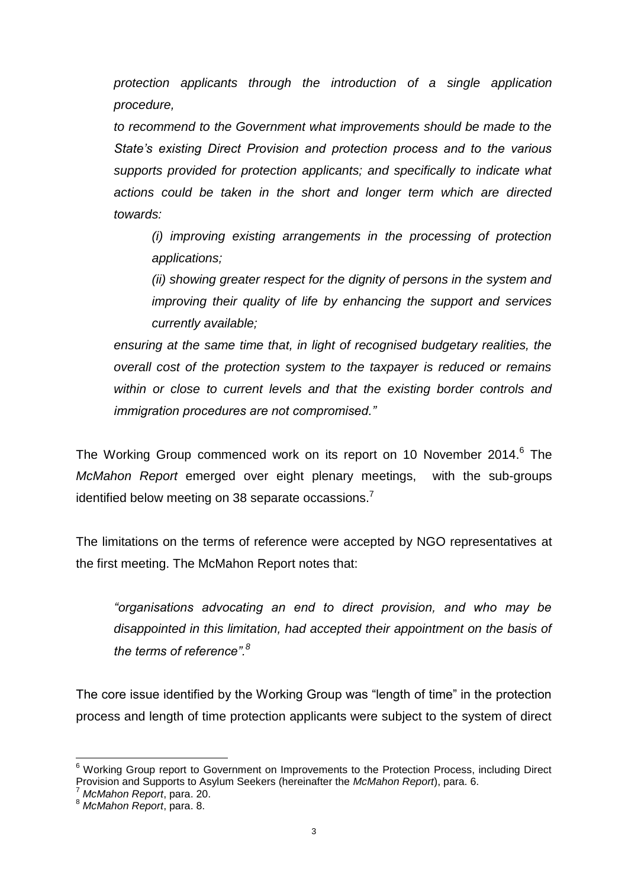*protection applicants through the introduction of a single application procedure,*

*to recommend to the Government what improvements should be made to the State's existing Direct Provision and protection process and to the various supports provided for protection applicants; and specifically to indicate what actions could be taken in the short and longer term which are directed towards:*

> *(i) improving existing arrangements in the processing of protection applications;*
>
> *(ii) showing greater respect for the dignity of persons in the system and improving their quality of life by enhancing the support and services currently available;*

*ensuring at the same time that, in light of recognised budgetary realities, the overall cost of the protection system to the taxpayer is reduced or remains within or close to current levels and that the existing border controls and immigration procedures are not compromised."*

The Working Group commenced work on its report on 10 November 2014.[6] The *McMahon Report* emerged over eight plenary meetings, with the sub-groups identified below meeting on 38 separate occassions.[7]

The limitations on the terms of reference were accepted by NGO representatives at the first meeting. The McMahon Report notes that:

> *"organisations advocating an end to direct provision, and who may be disappointed in this limitation, had accepted their appointment on the basis of the terms of reference".[8]*

The core issue identified by the Working Group was "length of time" in the protection process and length of time protection applicants were subject to the system of direct

---

[6] Working Group report to Government on Improvements to the Protection Process, including Direct Provision and Supports to Asylum Seekers (hereinafter the *McMahon Report*), para. 6.

[7] *McMahon Report*, para. 20.

[8] *McMahon Report*, para. 8.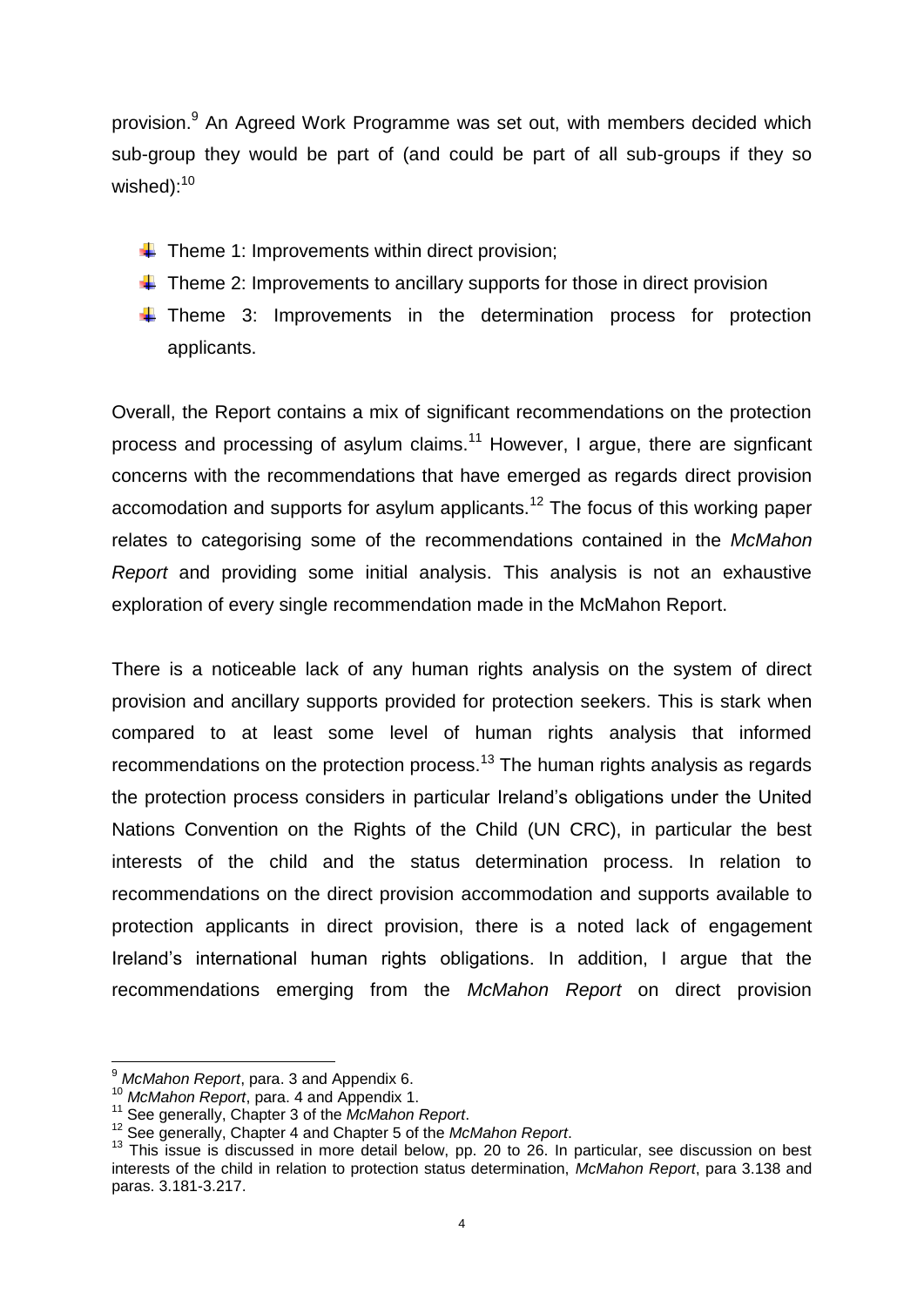provision.[9] An Agreed Work Programme was set out, with members decided which sub-group they would be part of (and could be part of all sub-groups if they so wished):[10]

- Theme 1: Improvements within direct provision;
- Theme 2: Improvements to ancillary supports for those in direct provision
- Theme 3: Improvements in the determination process for protection applicants.

Overall, the Report contains a mix of significant recommendations on the protection process and processing of asylum claims.[11] However, I argue, there are signficant concerns with the recommendations that have emerged as regards direct provision accomodation and supports for asylum applicants.[12] The focus of this working paper relates to categorising some of the recommendations contained in the *McMahon Report* and providing some initial analysis. This analysis is not an exhaustive exploration of every single recommendation made in the McMahon Report.

There is a noticeable lack of any human rights analysis on the system of direct provision and ancillary supports provided for protection seekers. This is stark when compared to at least some level of human rights analysis that informed recommendations on the protection process.[13] The human rights analysis as regards the protection process considers in particular Ireland's obligations under the United Nations Convention on the Rights of the Child (UN CRC), in particular the best interests of the child and the status determination process. In relation to recommendations on the direct provision accommodation and supports available to protection applicants in direct provision, there is a noted lack of engagement Ireland's international human rights obligations. In addition, I argue that the recommendations emerging from the *McMahon Report* on direct provision

---

[9] *McMahon Report*, para. 3 and Appendix 6.

[10] *McMahon Report*, para. 4 and Appendix 1.

[11] See generally, Chapter 3 of the *McMahon Report*.

[12] See generally, Chapter 4 and Chapter 5 of the *McMahon Report*.

[13] This issue is discussed in more detail below, pp. 20 to 26. In particular, see discussion on best interests of the child in relation to protection status determination, *McMahon Report*, para 3.138 and paras. 3.181-3.217.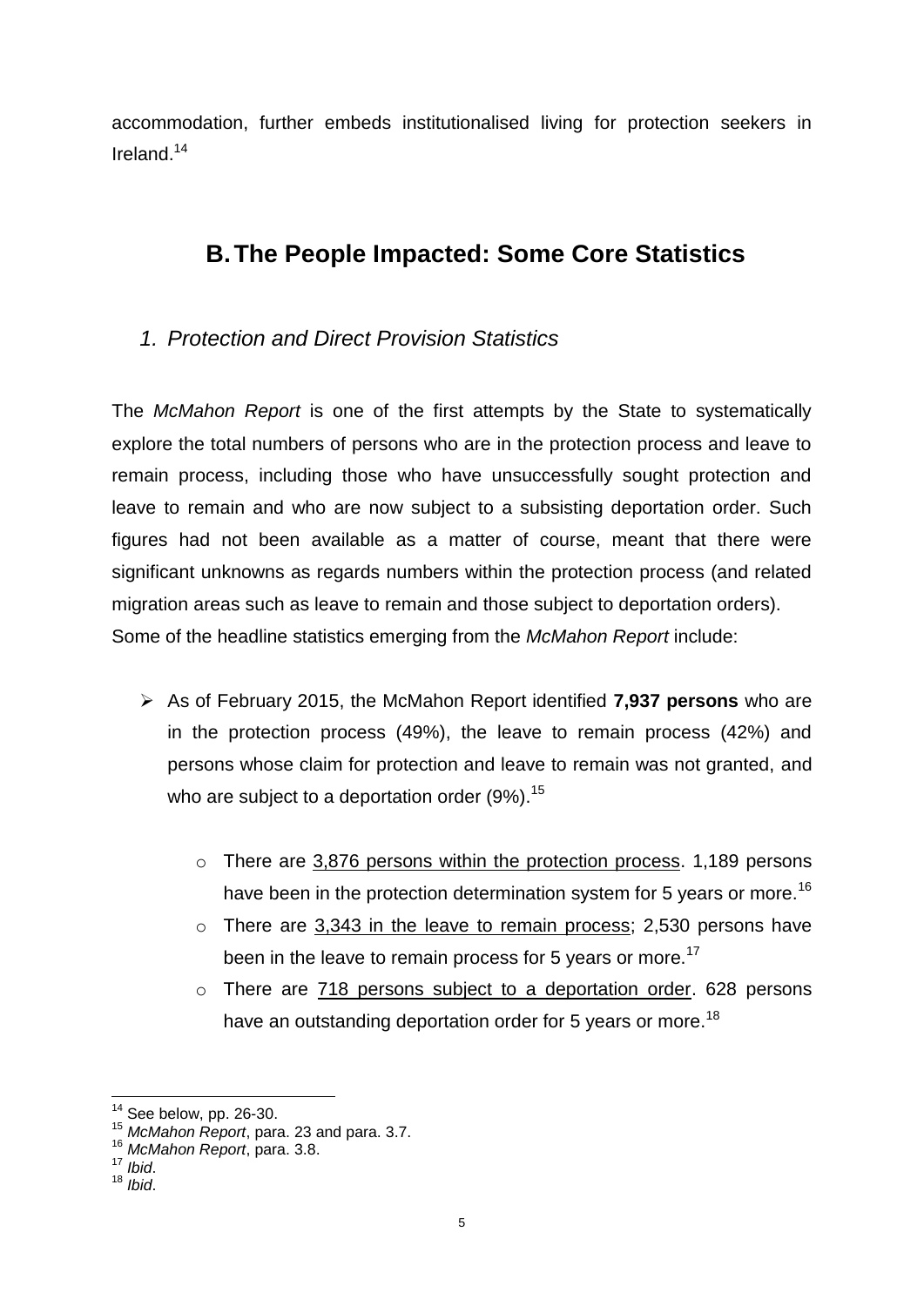accommodation, further embeds institutionalised living for protection seekers in Ireland.[14]

## B. The People Impacted: Some Core Statistics

### 1. *Protection and Direct Provision Statistics*

The *McMahon Report* is one of the first attempts by the State to systematically explore the total numbers of persons who are in the protection process and leave to remain process, including those who have unsuccessfully sought protection and leave to remain and who are now subject to a subsisting deportation order. Such figures had not been available as a matter of course, meant that there were significant unknowns as regards numbers within the protection process (and related migration areas such as leave to remain and those subject to deportation orders). Some of the headline statistics emerging from the *McMahon Report* include:

- As of February 2015, the McMahon Report identified **7,937 persons** who are in the protection process (49%), the leave to remain process (42%) and persons whose claim for protection and leave to remain was not granted, and who are subject to a deportation order (9%).[15]
    - There are <u>3,876 persons within the protection process</u>. 1,189 persons have been in the protection determination system for 5 years or more.[16]
    - There are <u>3,343 in the leave to remain process</u>; 2,530 persons have been in the leave to remain process for 5 years or more.[17]
    - There are <u>718 persons subject to a deportation order</u>. 628 persons have an outstanding deportation order for 5 years or more.[18]

---

[14] See below, pp. 26-30.
[15] *McMahon Report*, para. 23 and para. 3.7.
[16] *McMahon Report*, para. 3.8.
[17] *Ibid*.
[18] *Ibid*.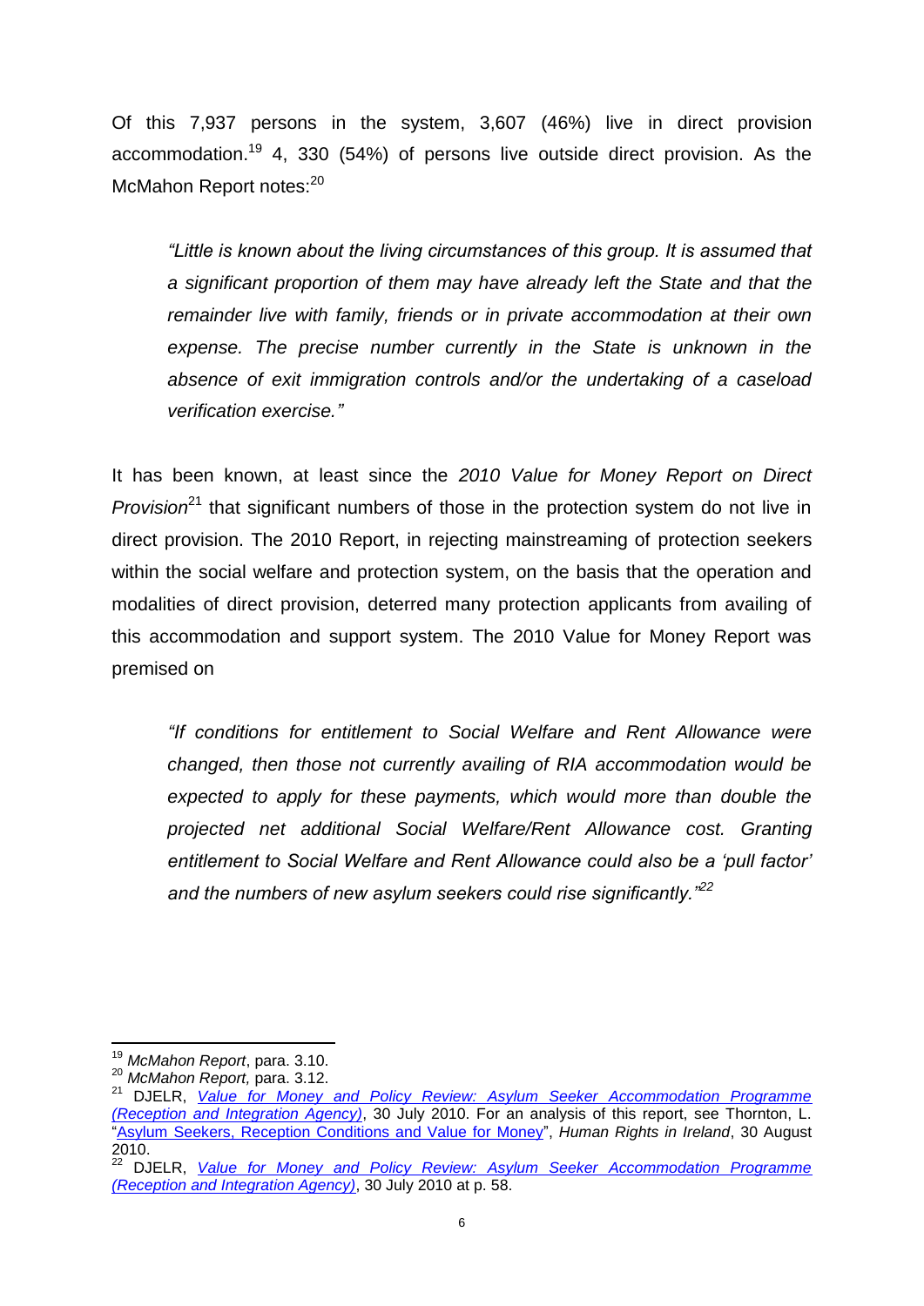Of this 7,937 persons in the system, 3,607 (46%) live in direct provision accommodation.[19] 4, 330 (54%) of persons live outside direct provision. As the McMahon Report notes:[20]

> *"Little is known about the living circumstances of this group. It is assumed that a significant proportion of them may have already left the State and that the remainder live with family, friends or in private accommodation at their own expense. The precise number currently in the State is unknown in the absence of exit immigration controls and/or the undertaking of a caseload verification exercise."*

It has been known, at least since the *2010 Value for Money Report on Direct Provision*[21] that significant numbers of those in the protection system do not live in direct provision. The 2010 Report, in rejecting mainstreaming of protection seekers within the social welfare and protection system, on the basis that the operation and modalities of direct provision, deterred many protection applicants from availing of this accommodation and support system. The 2010 Value for Money Report was premised on

> *"If conditions for entitlement to Social Welfare and Rent Allowance were changed, then those not currently availing of RIA accommodation would be expected to apply for these payments, which would more than double the projected net additional Social Welfare/Rent Allowance cost. Granting entitlement to Social Welfare and Rent Allowance could also be a 'pull factor' and the numbers of new asylum seekers could rise significantly."*[22]

---

[19] *McMahon Report*, para. 3.10.

[20] *McMahon Report,* para. 3.12.

[21] DJELR, *Value for Money and Policy Review: Asylum Seeker Accommodation Programme (Reception and Integration Agency)*, 30 July 2010. For an analysis of this report, see Thornton, L. "Asylum Seekers, Reception Conditions and Value for Money", *Human Rights in Ireland*, 30 August 2010.

[22] DJELR, *Value for Money and Policy Review: Asylum Seeker Accommodation Programme (Reception and Integration Agency)*, 30 July 2010 at p. 58.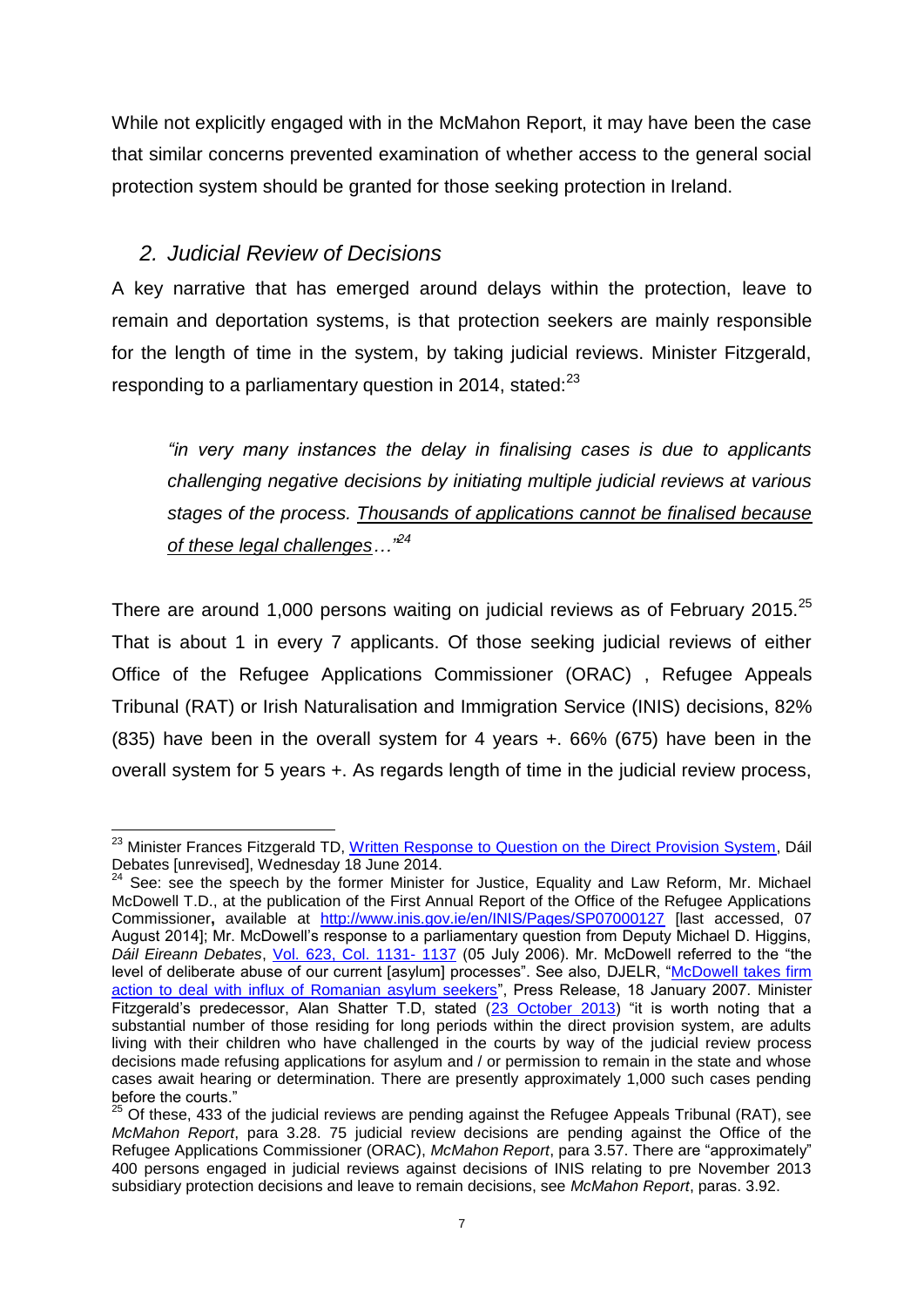While not explicitly engaged with in the McMahon Report, it may have been the case that similar concerns prevented examination of whether access to the general social protection system should be granted for those seeking protection in Ireland.

## *2. Judicial Review of Decisions*

A key narrative that has emerged around delays within the protection, leave to remain and deportation systems, is that protection seekers are mainly responsible for the length of time in the system, by taking judicial reviews. Minister Fitzgerald, responding to a parliamentary question in 2014, stated:[23]

> *"in very many instances the delay in finalising cases is due to applicants challenging negative decisions by initiating multiple judicial reviews at various stages of the process. Thousands of applications cannot be finalised because of these legal challenges…"*[24]

There are around 1,000 persons waiting on judicial reviews as of February 2015.[25] That is about 1 in every 7 applicants. Of those seeking judicial reviews of either Office of the Refugee Applications Commissioner (ORAC) , Refugee Appeals Tribunal (RAT) or Irish Naturalisation and Immigration Service (INIS) decisions, 82% (835) have been in the overall system for 4 years +. 66% (675) have been in the overall system for 5 years +. As regards length of time in the judicial review process,

---

[23] Minister Frances Fitzgerald TD, Written Response to Question on the Direct Provision System, Dáil Debates [unrevised], Wednesday 18 June 2014.

[24] See: see the speech by the former Minister for Justice, Equality and Law Reform, Mr. Michael McDowell T.D., at the publication of the First Annual Report of the Office of the Refugee Applications Commissioner**,** available at http://www.inis.gov.ie/en/INIS/Pages/SP07000127 [last accessed, 07 August 2014]; Mr. McDowell's response to a parliamentary question from Deputy Michael D. Higgins, *Dáil Eireann Debates*, Vol. 623, Col. 1131- 1137 (05 July 2006). Mr. McDowell referred to the "the level of deliberate abuse of our current [asylum] processes". See also, DJELR, "McDowell takes firm action to deal with influx of Romanian asylum seekers", Press Release, 18 January 2007. Minister Fitzgerald's predecessor, Alan Shatter T.D, stated (23 October 2013) "it is worth noting that a substantial number of those residing for long periods within the direct provision system, are adults living with their children who have challenged in the courts by way of the judicial review process decisions made refusing applications for asylum and / or permission to remain in the state and whose cases await hearing or determination. There are presently approximately 1,000 such cases pending before the courts."

[25] Of these, 433 of the judicial reviews are pending against the Refugee Appeals Tribunal (RAT), see *McMahon Report*, para 3.28. 75 judicial review decisions are pending against the Office of the Refugee Applications Commissioner (ORAC), *McMahon Report*, para 3.57. There are "approximately" 400 persons engaged in judicial reviews against decisions of INIS relating to pre November 2013 subsidiary protection decisions and leave to remain decisions, see *McMahon Report*, paras. 3.92.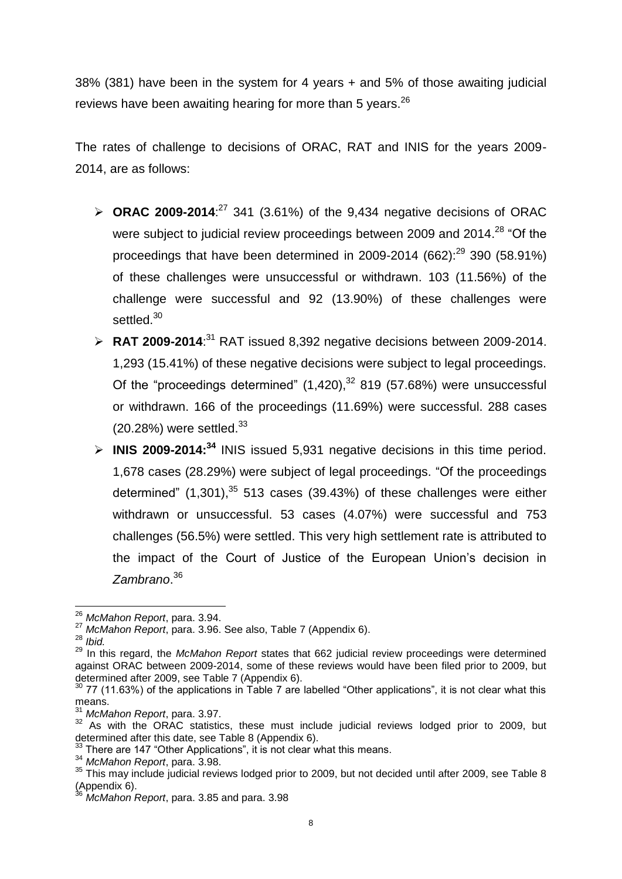38% (381) have been in the system for 4 years + and 5% of those awaiting judicial reviews have been awaiting hearing for more than 5 years.[26]

The rates of challenge to decisions of ORAC, RAT and INIS for the years 2009-2014, are as follows:

- **ORAC 2009-2014**:[27] 341 (3.61%) of the 9,434 negative decisions of ORAC were subject to judicial review proceedings between 2009 and 2014.[28] "Of the proceedings that have been determined in 2009-2014 (662):[29] 390 (58.91%) of these challenges were unsuccessful or withdrawn. 103 (11.56%) of the challenge were successful and 92 (13.90%) of these challenges were settled.[30]
- **RAT 2009-2014**:[31] RAT issued 8,392 negative decisions between 2009-2014. 1,293 (15.41%) of these negative decisions were subject to legal proceedings. Of the "proceedings determined" (1,420),[32] 819 (57.68%) were unsuccessful or withdrawn. 166 of the proceedings (11.69%) were successful. 288 cases (20.28%) were settled.[33]
- **INIS 2009-2014:[34]** INIS issued 5,931 negative decisions in this time period. 1,678 cases (28.29%) were subject of legal proceedings. "Of the proceedings determined" (1,301),[35] 513 cases (39.43%) of these challenges were either withdrawn or unsuccessful. 53 cases (4.07%) were successful and 753 challenges (56.5%) were settled. This very high settlement rate is attributed to the impact of the Court of Justice of the European Union's decision in *Zambrano*.[36]

---

[26] *McMahon Report*, para. 3.94.

[27] *McMahon Report*, para. 3.96. See also, Table 7 (Appendix 6).

[28] *Ibid.*

[29] In this regard, the *McMahon Report* states that 662 judicial review proceedings were determined against ORAC between 2009-2014, some of these reviews would have been filed prior to 2009, but determined after 2009, see Table 7 (Appendix 6).

[30] 77 (11.63%) of the applications in Table 7 are labelled "Other applications", it is not clear what this means.

[31] *McMahon Report*, para. 3.97.

[32] As with the ORAC statistics, these must include judicial reviews lodged prior to 2009, but determined after this date, see Table 8 (Appendix 6).

[33] There are 147 "Other Applications", it is not clear what this means.

[34] *McMahon Report*, para. 3.98.

[35] This may include judicial reviews lodged prior to 2009, but not decided until after 2009, see Table 8 (Appendix 6).

[36] *McMahon Report*, para. 3.85 and para. 3.98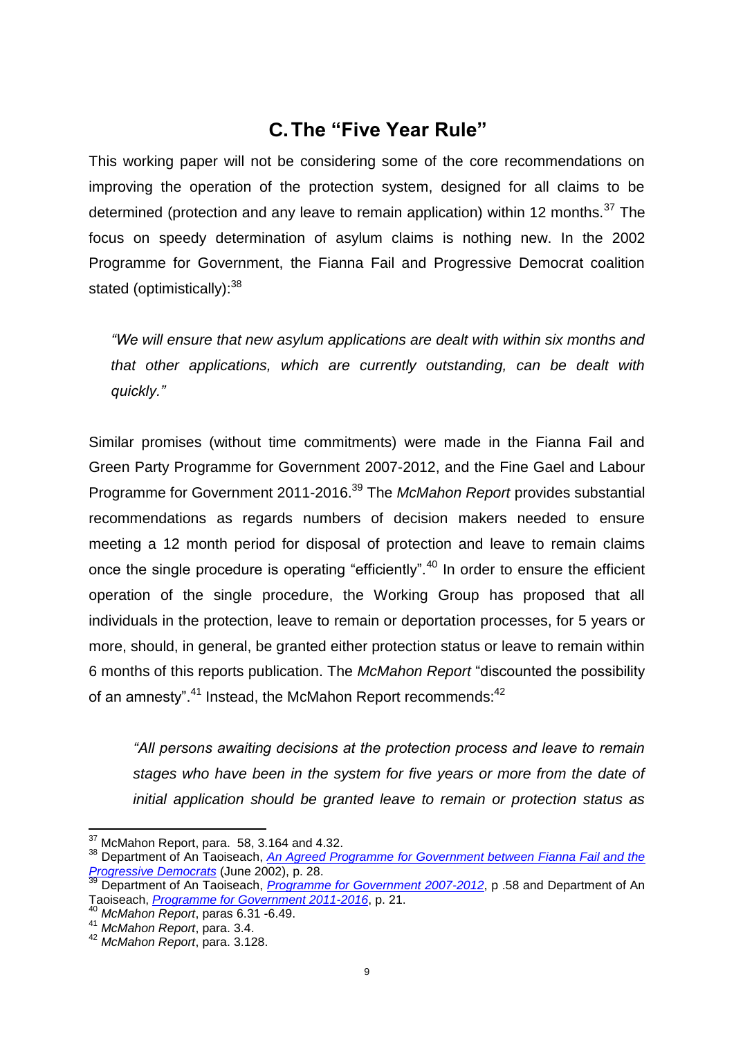## C. The "Five Year Rule"

This working paper will not be considering some of the core recommendations on improving the operation of the protection system, designed for all claims to be determined (protection and any leave to remain application) within 12 months.[37] The focus on speedy determination of asylum claims is nothing new. In the 2002 Programme for Government, the Fianna Fail and Progressive Democrat coalition stated (optimistically):[38]

> *"We will ensure that new asylum applications are dealt with within six months and that other applications, which are currently outstanding, can be dealt with quickly."*

Similar promises (without time commitments) were made in the Fianna Fail and Green Party Programme for Government 2007-2012, and the Fine Gael and Labour Programme for Government 2011-2016.[39] The *McMahon Report* provides substantial recommendations as regards numbers of decision makers needed to ensure meeting a 12 month period for disposal of protection and leave to remain claims once the single procedure is operating "efficiently".[40] In order to ensure the efficient operation of the single procedure, the Working Group has proposed that all individuals in the protection, leave to remain or deportation processes, for 5 years or more, should, in general, be granted either protection status or leave to remain within 6 months of this reports publication. The *McMahon Report* "discounted the possibility of an amnesty".[41] Instead, the McMahon Report recommends:[42]

> *"All persons awaiting decisions at the protection process and leave to remain stages who have been in the system for five years or more from the date of initial application should be granted leave to remain or protection status as*

---

[37] McMahon Report, para. 58, 3.164 and 4.32.

[38] Department of An Taoiseach, *An Agreed Programme for Government between Fianna Fail and the Progressive Democrats* (June 2002), p. 28.

[39] Department of An Taoiseach, *Programme for Government 2007-2012*, p .58 and Department of An Taoiseach, *Programme for Government 2011-2016*, p. 21.

[40] *McMahon Report*, paras 6.31 -6.49.

[41] *McMahon Report*, para. 3.4.

[42] *McMahon Report*, para. 3.128.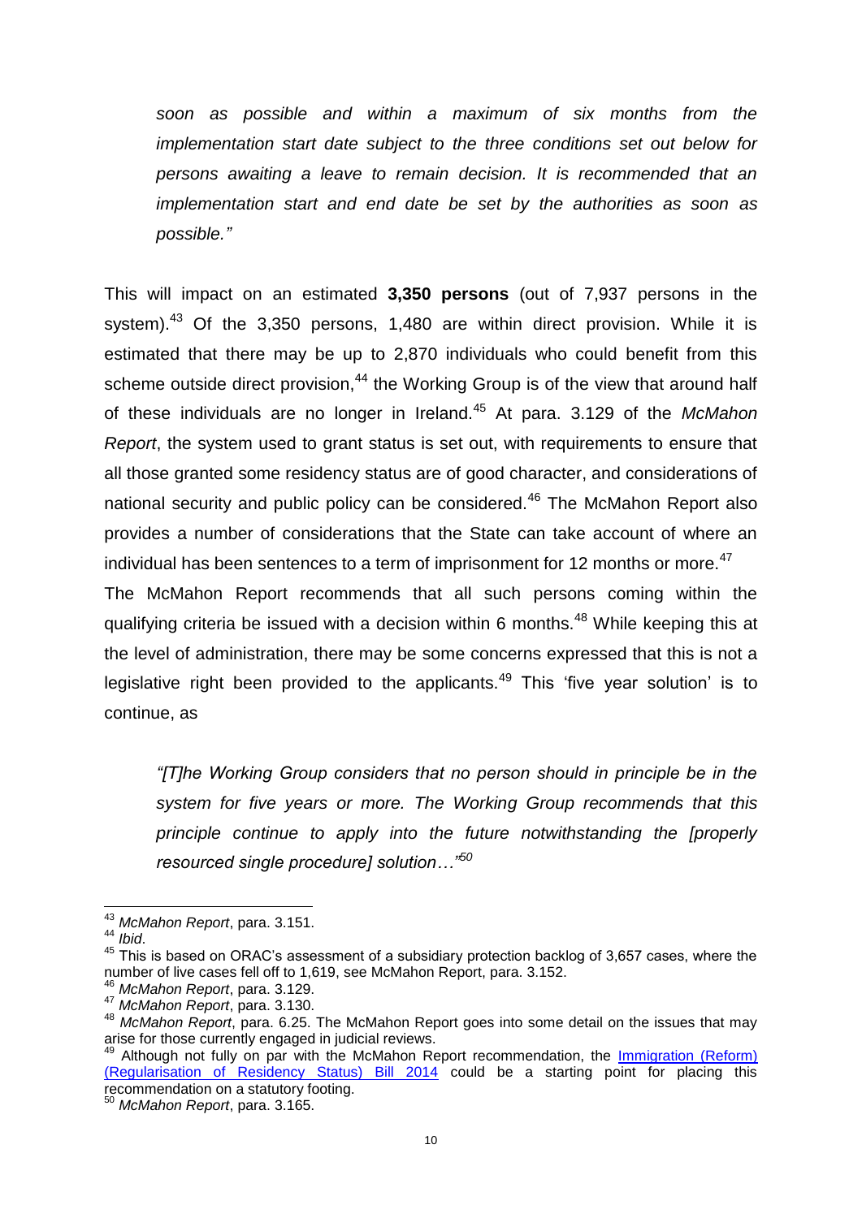*soon as possible and within a maximum of six months from the implementation start date subject to the three conditions set out below for persons awaiting a leave to remain decision. It is recommended that an implementation start and end date be set by the authorities as soon as possible."*

This will impact on an estimated **3,350 persons** (out of 7,937 persons in the system).[43] Of the 3,350 persons, 1,480 are within direct provision. While it is estimated that there may be up to 2,870 individuals who could benefit from this scheme outside direct provision,[44] the Working Group is of the view that around half of these individuals are no longer in Ireland.[45] At para. 3.129 of the *McMahon Report*, the system used to grant status is set out, with requirements to ensure that all those granted some residency status are of good character, and considerations of national security and public policy can be considered.[46] The McMahon Report also provides a number of considerations that the State can take account of where an individual has been sentences to a term of imprisonment for 12 months or more.[47]

The McMahon Report recommends that all such persons coming within the qualifying criteria be issued with a decision within 6 months.[48] While keeping this at the level of administration, there may be some concerns expressed that this is not a legislative right been provided to the applicants.[49] This 'five year solution' is to continue, as

> *"[T]he Working Group considers that no person should in principle be in the system for five years or more. The Working Group recommends that this principle continue to apply into the future notwithstanding the [properly resourced single procedure] solution…"*[50]

---

[43] *McMahon Report*, para. 3.151.

[44] *Ibid*.

[45] This is based on ORAC's assessment of a subsidiary protection backlog of 3,657 cases, where the number of live cases fell off to 1,619, see McMahon Report, para. 3.152.

[46] *McMahon Report*, para. 3.129.

[47] *McMahon Report*, para. 3.130.

[48] *McMahon Report*, para. 6.25. The McMahon Report goes into some detail on the issues that may arise for those currently engaged in judicial reviews.

[49] Although not fully on par with the McMahon Report recommendation, the Immigration (Reform) (Regularisation of Residency Status) Bill 2014 could be a starting point for placing this recommendation on a statutory footing.

[50] *McMahon Report*, para. 3.165.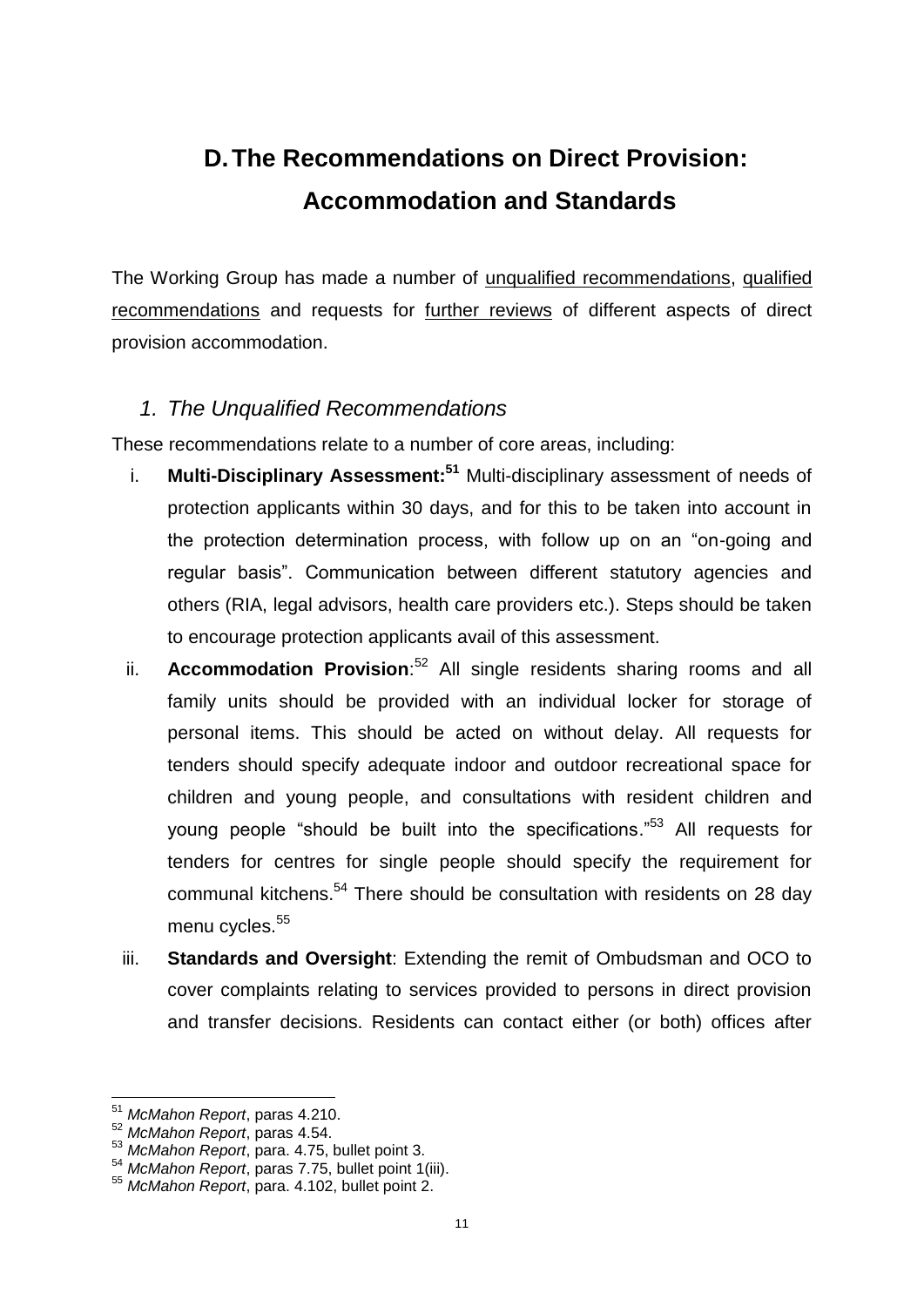# D. The Recommendations on Direct Provision: Accommodation and Standards

The Working Group has made a number of unqualified recommendations, qualified recommendations and requests for further reviews of different aspects of direct provision accommodation.

## 1. The Unqualified Recommendations

These recommendations relate to a number of core areas, including:

i. **Multi-Disciplinary Assessment:**[51] Multi-disciplinary assessment of needs of protection applicants within 30 days, and for this to be taken into account in the protection determination process, with follow up on an "on-going and regular basis". Communication between different statutory agencies and others (RIA, legal advisors, health care providers etc.). Steps should be taken to encourage protection applicants avail of this assessment.

ii. **Accommodation Provision**:[52] All single residents sharing rooms and all family units should be provided with an individual locker for storage of personal items. This should be acted on without delay. All requests for tenders should specify adequate indoor and outdoor recreational space for children and young people, and consultations with resident children and young people "should be built into the specifications."[53] All requests for tenders for centres for single people should specify the requirement for communal kitchens.[54] There should be consultation with residents on 28 day menu cycles.[55]

iii. **Standards and Oversight**: Extending the remit of Ombudsman and OCO to cover complaints relating to services provided to persons in direct provision and transfer decisions. Residents can contact either (or both) offices after

---

[51] *McMahon Report*, paras 4.210.

[52] *McMahon Report*, paras 4.54.

[53] *McMahon Report*, para. 4.75, bullet point 3.

[54] *McMahon Report*, paras 7.75, bullet point 1(iii).

[55] *McMahon Report*, para. 4.102, bullet point 2.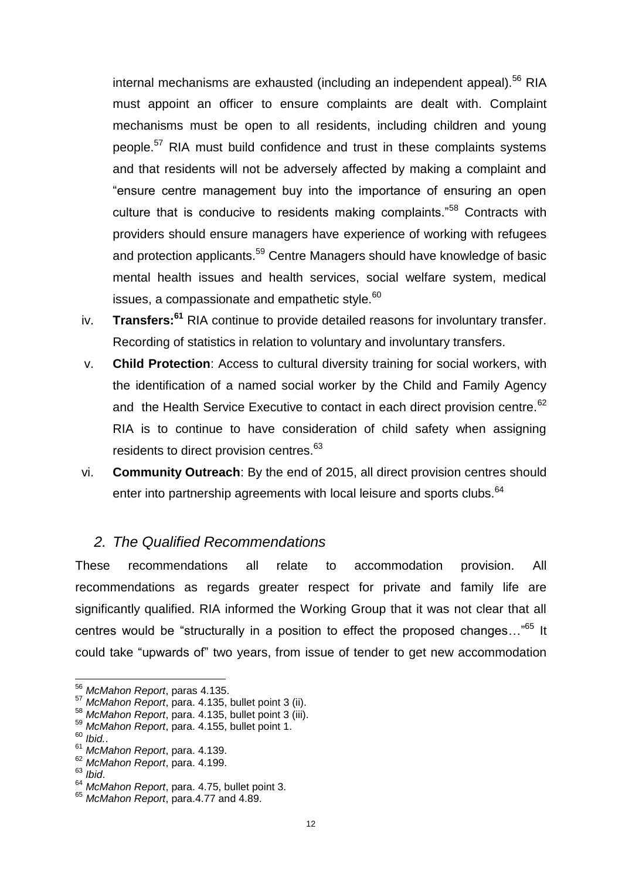internal mechanisms are exhausted (including an independent appeal).[56] RIA must appoint an officer to ensure complaints are dealt with. Complaint mechanisms must be open to all residents, including children and young people.[57] RIA must build confidence and trust in these complaints systems and that residents will not be adversely affected by making a complaint and "ensure centre management buy into the importance of ensuring an open culture that is conducive to residents making complaints."[58] Contracts with providers should ensure managers have experience of working with refugees and protection applicants.[59] Centre Managers should have knowledge of basic mental health issues and health services, social welfare system, medical issues, a compassionate and empathetic style.[60]

iv. **Transfers:[61]** RIA continue to provide detailed reasons for involuntary transfer. Recording of statistics in relation to voluntary and involuntary transfers.

v. **Child Protection**: Access to cultural diversity training for social workers, with the identification of a named social worker by the Child and Family Agency and the Health Service Executive to contact in each direct provision centre.[62] RIA is to continue to have consideration of child safety when assigning residents to direct provision centres.[63]

vi. **Community Outreach**: By the end of 2015, all direct provision centres should enter into partnership agreements with local leisure and sports clubs.[64]

## *2. The Qualified Recommendations*

These recommendations all relate to accommodation provision. All recommendations as regards greater respect for private and family life are significantly qualified. RIA informed the Working Group that it was not clear that all centres would be "structurally in a position to effect the proposed changes…"[65] It could take "upwards of" two years, from issue of tender to get new accommodation

---

[56] *McMahon Report*, paras 4.135.
[57] *McMahon Report*, para. 4.135, bullet point 3 (ii).
[58] *McMahon Report*, para. 4.135, bullet point 3 (iii).
[59] *McMahon Report*, para. 4.155, bullet point 1.
[60] *Ibid.*.
[61] *McMahon Report*, para. 4.139.
[62] *McMahon Report*, para. 4.199.
[63] *Ibid*.
[64] *McMahon Report*, para. 4.75, bullet point 3.
[65] *McMahon Report*, para.4.77 and 4.89.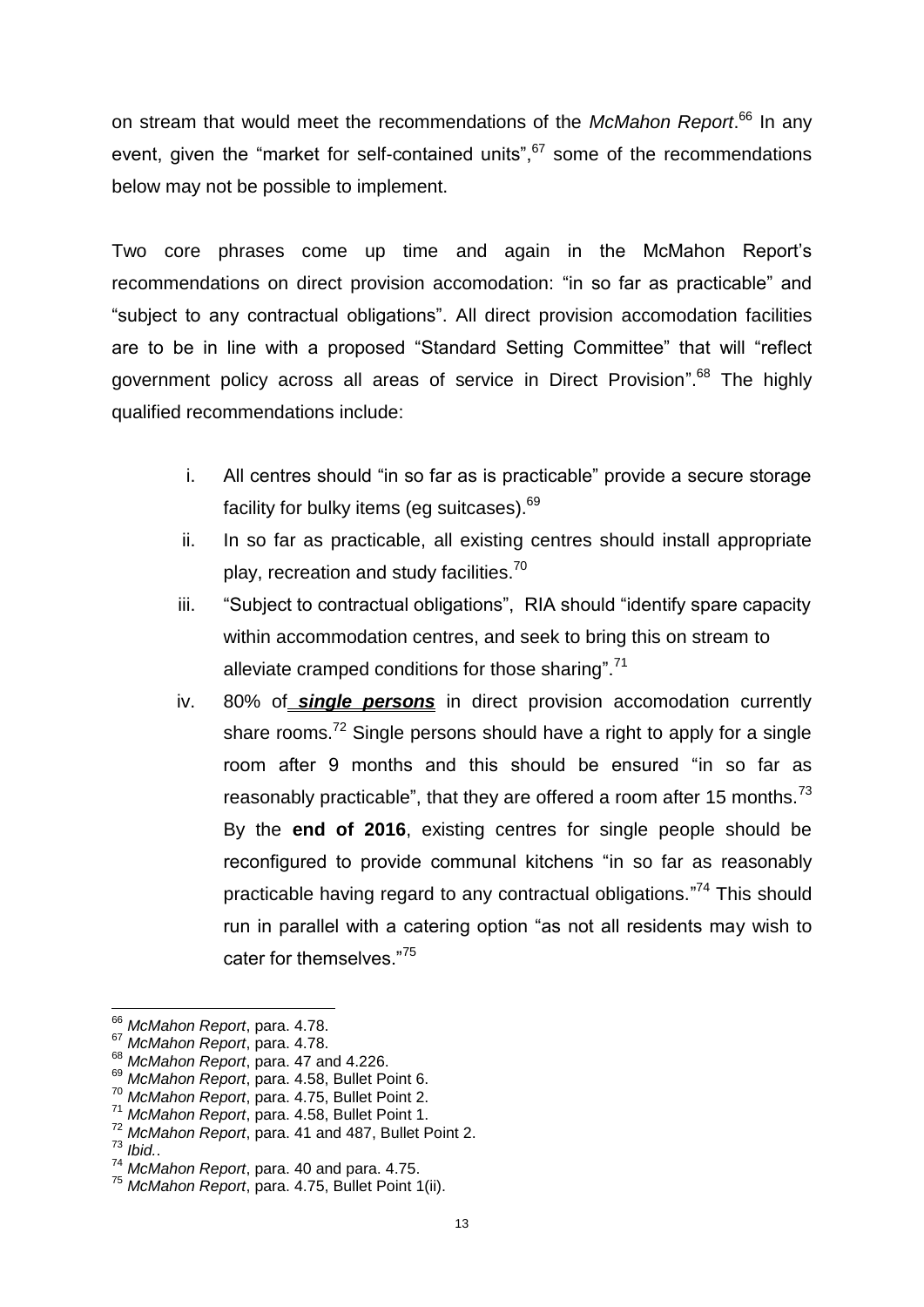on stream that would meet the recommendations of the *McMahon Report*.[66] In any event, given the "market for self-contained units",[67] some of the recommendations below may not be possible to implement.

Two core phrases come up time and again in the McMahon Report's recommendations on direct provision accomodation: "in so far as practicable" and "subject to any contractual obligations". All direct provision accomodation facilities are to be in line with a proposed "Standard Setting Committee" that will "reflect government policy across all areas of service in Direct Provision".[68] The highly qualified recommendations include:

i. All centres should "in so far as is practicable" provide a secure storage facility for bulky items (eg suitcases).[69]

ii. In so far as practicable, all existing centres should install appropriate play, recreation and study facilities.[70]

iii. "Subject to contractual obligations", RIA should "identify spare capacity within accommodation centres, and seek to bring this on stream to alleviate cramped conditions for those sharing".[71]

iv. 80% of ***single persons*** in direct provision accomodation currently share rooms.[72] Single persons should have a right to apply for a single room after 9 months and this should be ensured "in so far as reasonably practicable", that they are offered a room after 15 months.[73] By the **end of 2016**, existing centres for single people should be reconfigured to provide communal kitchens "in so far as reasonably practicable having regard to any contractual obligations."[74] This should run in parallel with a catering option "as not all residents may wish to cater for themselves."[75]

---

[66] *McMahon Report*, para. 4.78.
[67] *McMahon Report*, para. 4.78.
[68] *McMahon Report*, para. 47 and 4.226.
[69] *McMahon Report*, para. 4.58, Bullet Point 6.
[70] *McMahon Report*, para. 4.75, Bullet Point 2.
[71] *McMahon Report*, para. 4.58, Bullet Point 1.
[72] *McMahon Report*, para. 41 and 487, Bullet Point 2.
[73] *Ibid.*.
[74] *McMahon Report*, para. 40 and para. 4.75.
[75] *McMahon Report*, para. 4.75, Bullet Point 1(ii).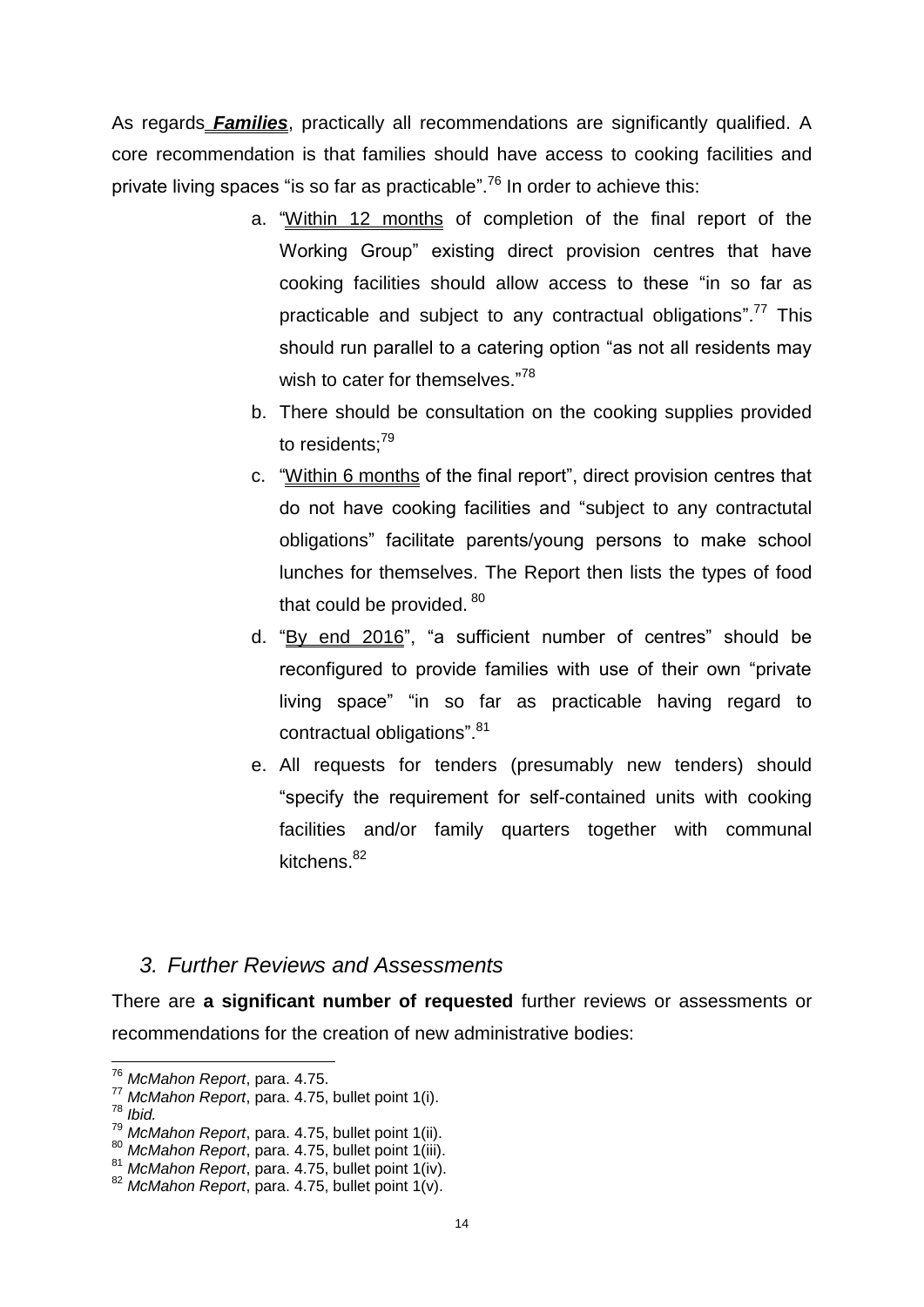As regards ***Families***, practically all recommendations are significantly qualified. A core recommendation is that families should have access to cooking facilities and private living spaces "is so far as practicable".[76] In order to achieve this:

a. "Within 12 months of completion of the final report of the Working Group" existing direct provision centres that have cooking facilities should allow access to these "in so far as practicable and subject to any contractual obligations".[77] This should run parallel to a catering option "as not all residents may wish to cater for themselves."[78]

b. There should be consultation on the cooking supplies provided to residents;[79]

c. "Within 6 months of the final report", direct provision centres that do not have cooking facilities and "subject to any contractutal obligations" facilitate parents/young persons to make school lunches for themselves. The Report then lists the types of food that could be provided. [80]

d. "By end 2016", "a sufficient number of centres" should be reconfigured to provide families with use of their own "private living space" "in so far as practicable having regard to contractual obligations".[81]

e. All requests for tenders (presumably new tenders) should "specify the requirement for self-contained units with cooking facilities and/or family quarters together with communal kitchens.[82]

### *3. Further Reviews and Assessments*

There are **a significant number of requested** further reviews or assessments or recommendations for the creation of new administrative bodies:

---

[76] *McMahon Report*, para. 4.75.

[77] *McMahon Report*, para. 4.75, bullet point 1(i).

[78] *Ibid.*

[79] *McMahon Report*, para. 4.75, bullet point 1(ii).

[80] *McMahon Report*, para. 4.75, bullet point 1(iii).

[81] *McMahon Report*, para. 4.75, bullet point 1(iv).

[82] *McMahon Report*, para. 4.75, bullet point 1(v).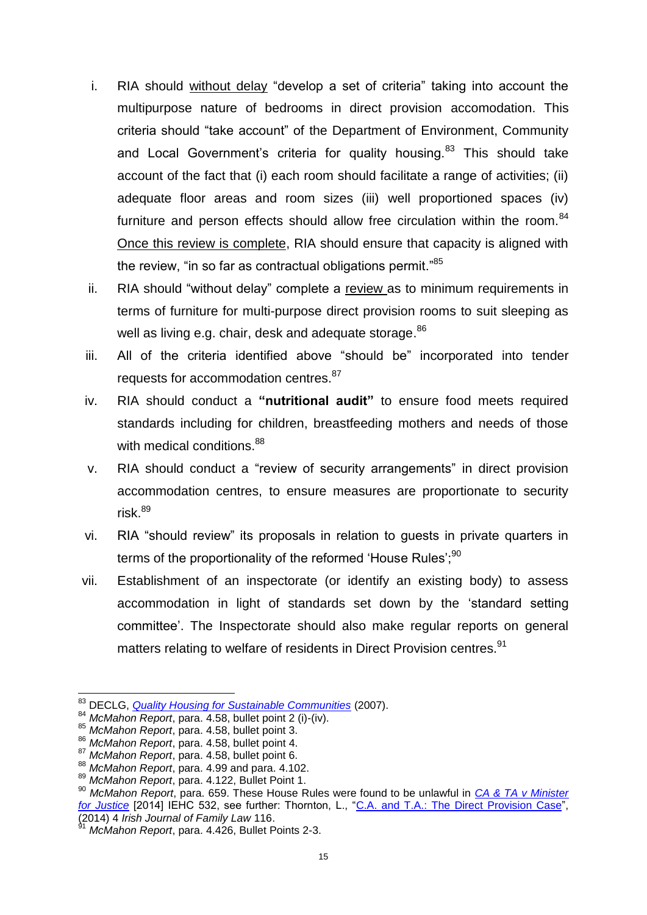i. RIA should without delay "develop a set of criteria" taking into account the multipurpose nature of bedrooms in direct provision accomodation. This criteria should "take account" of the Department of Environment, Community and Local Government's criteria for quality housing.[83] This should take account of the fact that (i) each room should facilitate a range of activities; (ii) adequate floor areas and room sizes (iii) well proportioned spaces (iv) furniture and person effects should allow free circulation within the room.[84] Once this review is complete, RIA should ensure that capacity is aligned with the review, "in so far as contractual obligations permit."[85]

ii. RIA should "without delay" complete a review as to minimum requirements in terms of furniture for multi-purpose direct provision rooms to suit sleeping as well as living e.g. chair, desk and adequate storage.[86]

iii. All of the criteria identified above "should be" incorporated into tender requests for accommodation centres.[87]

iv. RIA should conduct a **"nutritional audit"** to ensure food meets required standards including for children, breastfeeding mothers and needs of those with medical conditions.[88]

v. RIA should conduct a "review of security arrangements" in direct provision accommodation centres, to ensure measures are proportionate to security risk.[89]

vi. RIA "should review" its proposals in relation to guests in private quarters in terms of the proportionality of the reformed 'House Rules';[90]

vii. Establishment of an inspectorate (or identify an existing body) to assess accommodation in light of standards set down by the 'standard setting committee'. The Inspectorate should also make regular reports on general matters relating to welfare of residents in Direct Provision centres.[91]

---

[83] DECLG, *Quality Housing for Sustainable Communities* (2007).

[84] *McMahon Report*, para. 4.58, bullet point 2 (i)-(iv).

[85] *McMahon Report*, para. 4.58, bullet point 3.

[86] *McMahon Report*, para. 4.58, bullet point 4.

[87] *McMahon Report*, para. 4.58, bullet point 6.

[88] *McMahon Report*, para. 4.99 and para. 4.102.

[89] *McMahon Report*, para. 4.122, Bullet Point 1.

[90] *McMahon Report*, para. 659. These House Rules were found to be unlawful in *CA & TA v Minister for Justice* [2014] IEHC 532, see further: Thornton, L., "C.A. and T.A.: The Direct Provision Case", (2014) 4 *Irish Journal of Family Law* 116.

[91] *McMahon Report*, para. 4.426, Bullet Points 2-3.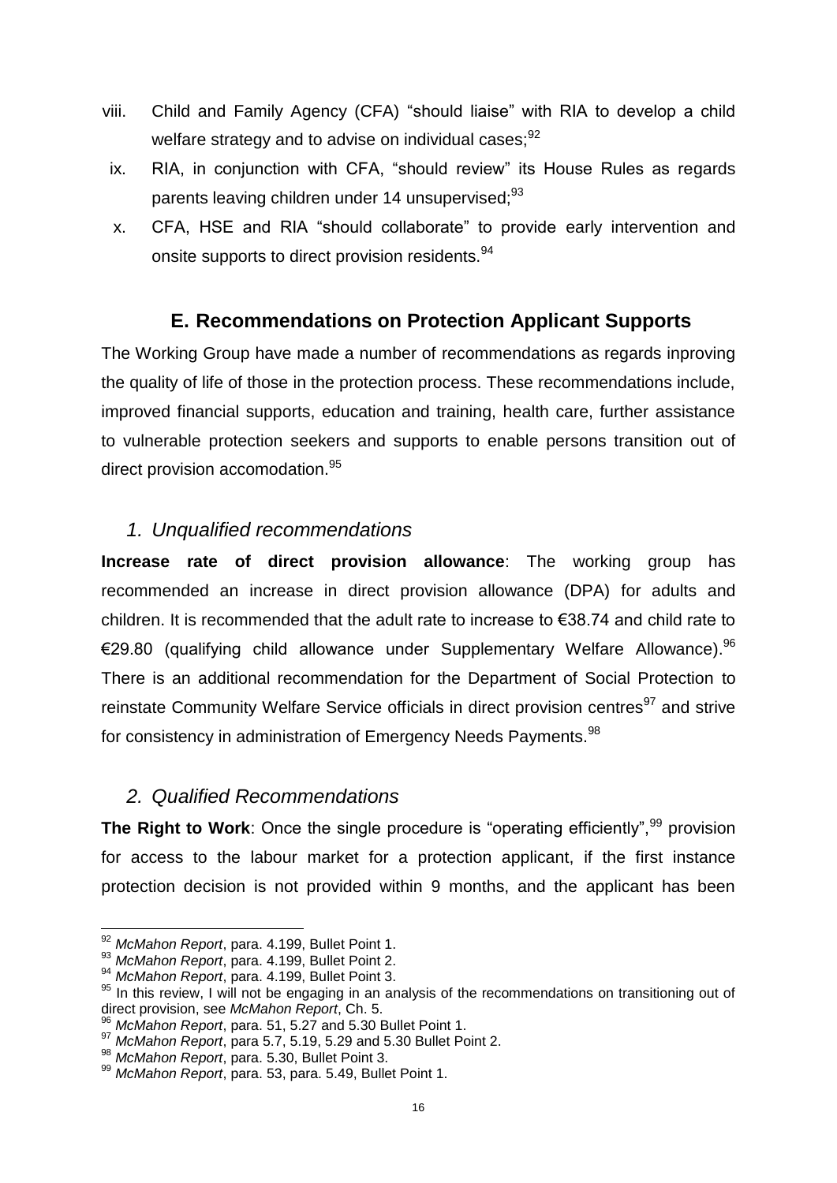viii. Child and Family Agency (CFA) "should liaise" with RIA to develop a child welfare strategy and to advise on individual cases;[92]

ix. RIA, in conjunction with CFA, "should review" its House Rules as regards parents leaving children under 14 unsupervised;[93]

x. CFA, HSE and RIA "should collaborate" to provide early intervention and onsite supports to direct provision residents.[94]

## E. Recommendations on Protection Applicant Supports

The Working Group have made a number of recommendations as regards inproving the quality of life of those in the protection process. These recommendations include, improved financial supports, education and training, health care, further assistance to vulnerable protection seekers and supports to enable persons transition out of direct provision accomodation.[95]

### *1. Unqualified recommendations*

**Increase rate of direct provision allowance**: The working group has recommended an increase in direct provision allowance (DPA) for adults and children. It is recommended that the adult rate to increase to €38.74 and child rate to €29.80 (qualifying child allowance under Supplementary Welfare Allowance).[96] There is an additional recommendation for the Department of Social Protection to reinstate Community Welfare Service officials in direct provision centres[97] and strive for consistency in administration of Emergency Needs Payments.[98]

### *2. Qualified Recommendations*

**The Right to Work**: Once the single procedure is "operating efficiently",[99] provision for access to the labour market for a protection applicant, if the first instance protection decision is not provided within 9 months, and the applicant has been

---

[92] *McMahon Report*, para. 4.199, Bullet Point 1.

[93] *McMahon Report*, para. 4.199, Bullet Point 2.

[94] *McMahon Report*, para. 4.199, Bullet Point 3.

[95] In this review, I will not be engaging in an analysis of the recommendations on transitioning out of direct provision, see *McMahon Report*, Ch. 5.

[96] *McMahon Report*, para. 51, 5.27 and 5.30 Bullet Point 1.

[97] *McMahon Report*, para 5.7, 5.19, 5.29 and 5.30 Bullet Point 2.

[98] *McMahon Report*, para. 5.30, Bullet Point 3.

[99] *McMahon Report*, para. 53, para. 5.49, Bullet Point 1.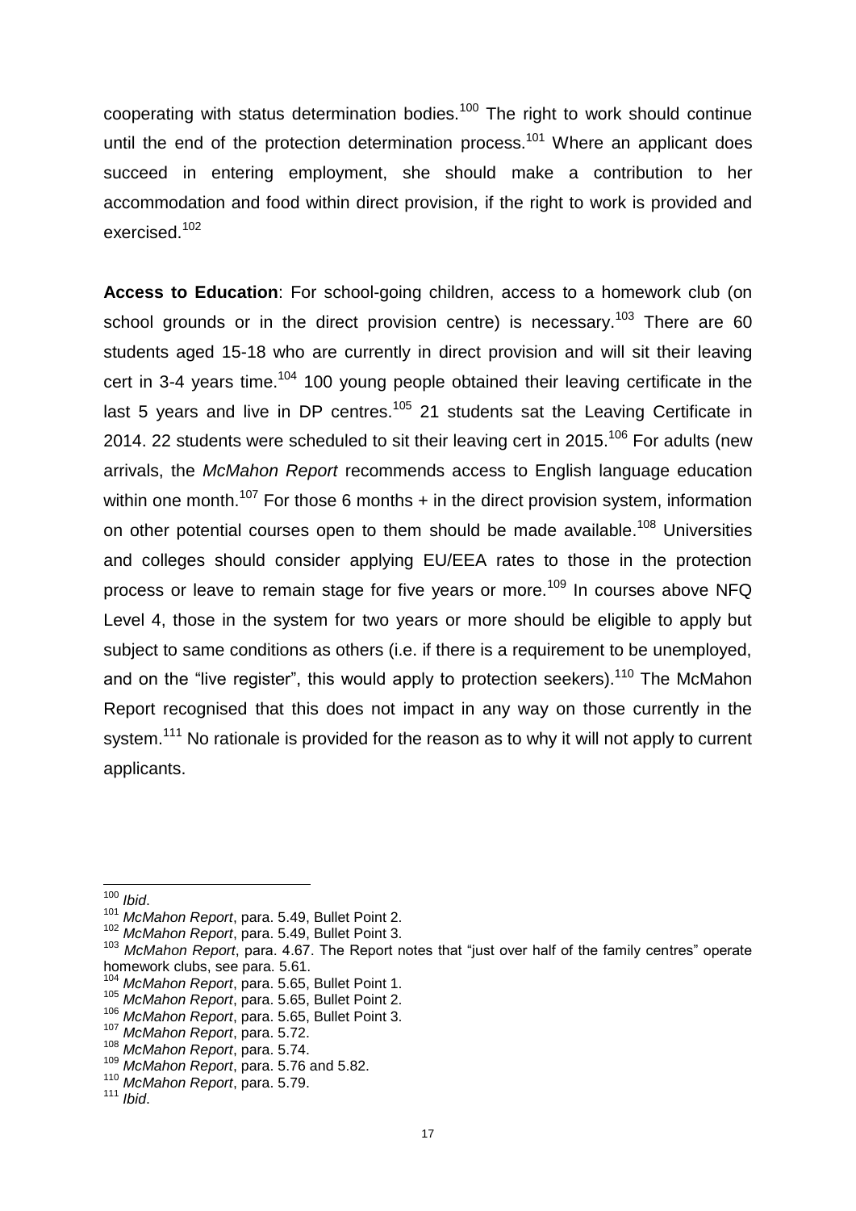cooperating with status determination bodies.[100] The right to work should continue until the end of the protection determination process.[101] Where an applicant does succeed in entering employment, she should make a contribution to her accommodation and food within direct provision, if the right to work is provided and exercised.[102]

**Access to Education**: For school-going children, access to a homework club (on school grounds or in the direct provision centre) is necessary.[103] There are 60 students aged 15-18 who are currently in direct provision and will sit their leaving cert in 3-4 years time.[104] 100 young people obtained their leaving certificate in the last 5 years and live in DP centres.[105] 21 students sat the Leaving Certificate in 2014. 22 students were scheduled to sit their leaving cert in 2015.[106] For adults (new arrivals, the *McMahon Report* recommends access to English language education within one month.[107] For those 6 months + in the direct provision system, information on other potential courses open to them should be made available.[108] Universities and colleges should consider applying EU/EEA rates to those in the protection process or leave to remain stage for five years or more.[109] In courses above NFQ Level 4, those in the system for two years or more should be eligible to apply but subject to same conditions as others (i.e. if there is a requirement to be unemployed, and on the "live register", this would apply to protection seekers).[110] The McMahon Report recognised that this does not impact in any way on those currently in the system.[111] No rationale is provided for the reason as to why it will not apply to current applicants.

---

[100] *Ibid*.

[101] *McMahon Report*, para. 5.49, Bullet Point 2.

[102] *McMahon Report*, para. 5.49, Bullet Point 3.

[103] *McMahon Report*, para. 4.67. The Report notes that "just over half of the family centres" operate homework clubs, see para. 5.61.

[104] *McMahon Report*, para. 5.65, Bullet Point 1.

[105] *McMahon Report*, para. 5.65, Bullet Point 2.

[106] *McMahon Report*, para. 5.65, Bullet Point 3.

[107] *McMahon Report*, para. 5.72.

[108] *McMahon Report*, para. 5.74.

[109] *McMahon Report*, para. 5.76 and 5.82.

[110] *McMahon Report*, para. 5.79.

[111] *Ibid*.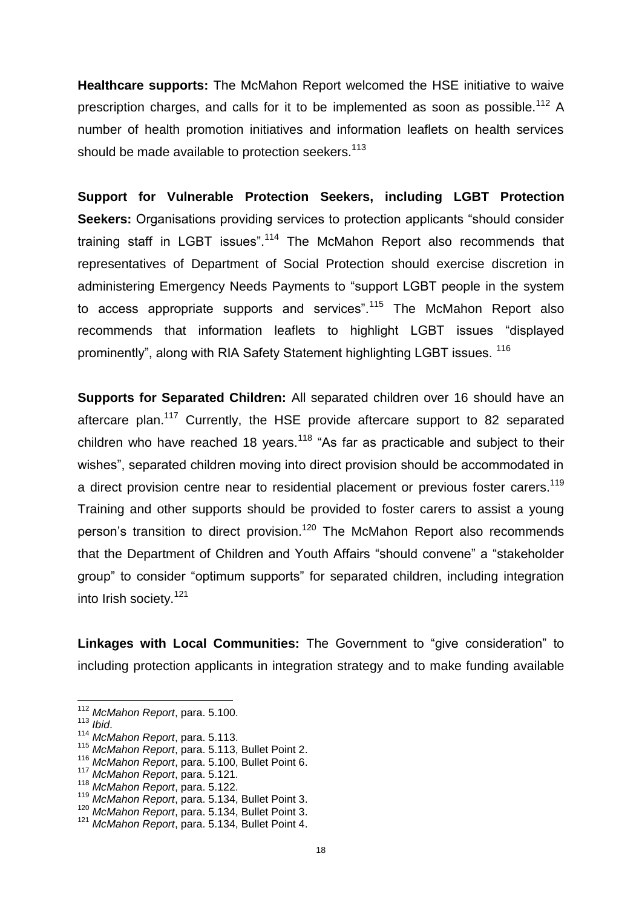**Healthcare supports:** The McMahon Report welcomed the HSE initiative to waive prescription charges, and calls for it to be implemented as soon as possible.[112] A number of health promotion initiatives and information leaflets on health services should be made available to protection seekers.[113]

**Support for Vulnerable Protection Seekers, including LGBT Protection Seekers:** Organisations providing services to protection applicants "should consider training staff in LGBT issues".[114] The McMahon Report also recommends that representatives of Department of Social Protection should exercise discretion in administering Emergency Needs Payments to "support LGBT people in the system to access appropriate supports and services".[115] The McMahon Report also recommends that information leaflets to highlight LGBT issues "displayed prominently", along with RIA Safety Statement highlighting LGBT issues. [116]

**Supports for Separated Children:** All separated children over 16 should have an aftercare plan.[117] Currently, the HSE provide aftercare support to 82 separated children who have reached 18 years.[118] "As far as practicable and subject to their wishes", separated children moving into direct provision should be accommodated in a direct provision centre near to residential placement or previous foster carers.[119] Training and other supports should be provided to foster carers to assist a young person's transition to direct provision.[120] The McMahon Report also recommends that the Department of Children and Youth Affairs "should convene" a "stakeholder group" to consider "optimum supports" for separated children, including integration into Irish society.[121]

**Linkages with Local Communities:** The Government to "give consideration" to including protection applicants in integration strategy and to make funding available

---

[112] *McMahon Report*, para. 5.100.
[113] *Ibid*.
[114] *McMahon Report*, para. 5.113.
[115] *McMahon Report*, para. 5.113, Bullet Point 2.
[116] *McMahon Report*, para. 5.100, Bullet Point 6.
[117] *McMahon Report*, para. 5.121.
[118] *McMahon Report*, para. 5.122.
[119] *McMahon Report*, para. 5.134, Bullet Point 3.
[120] *McMahon Report*, para. 5.134, Bullet Point 3.
[121] *McMahon Report*, para. 5.134, Bullet Point 4.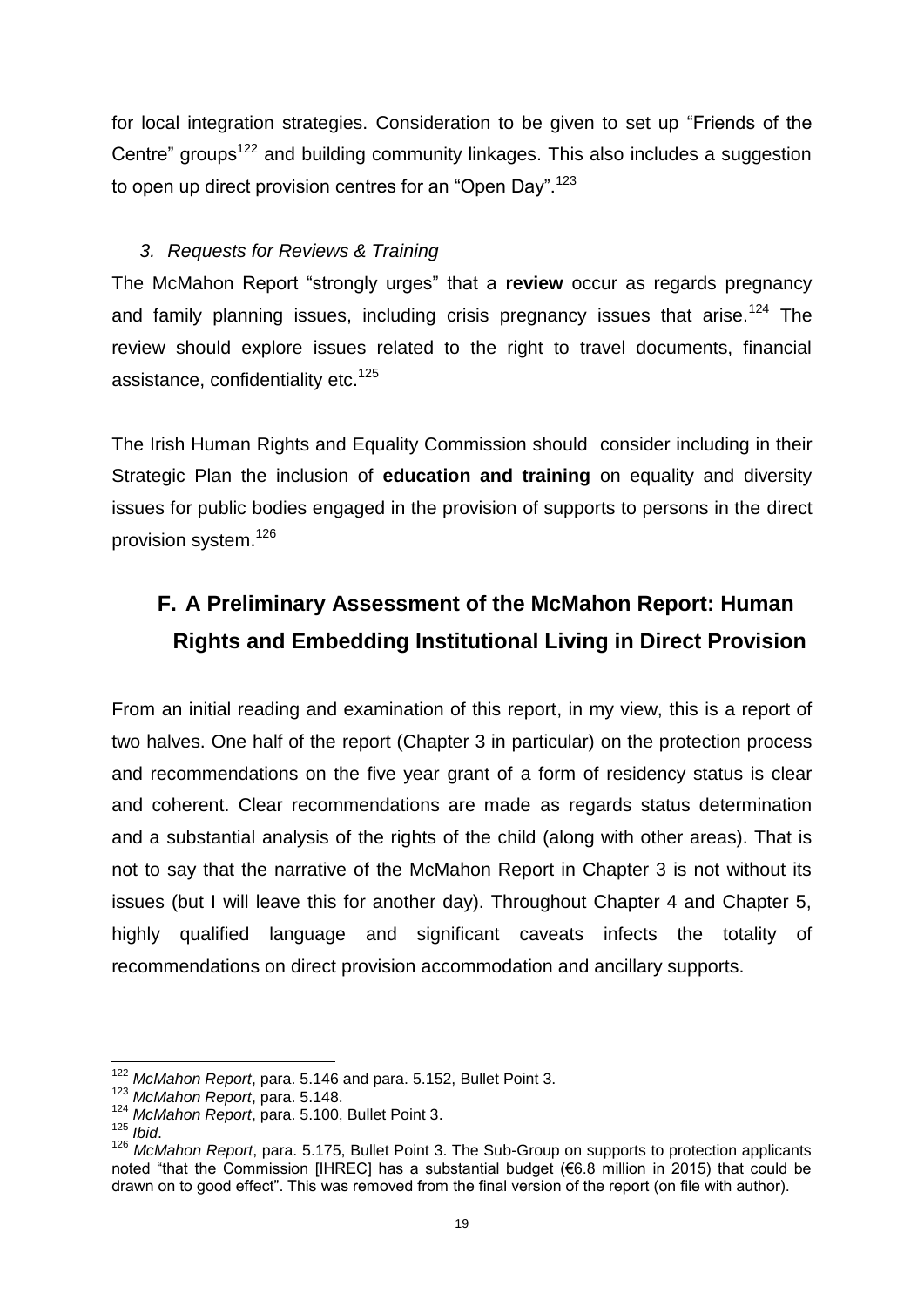for local integration strategies. Consideration to be given to set up "Friends of the Centre" groups[122] and building community linkages. This also includes a suggestion to open up direct provision centres for an "Open Day".[123]

### *3. Requests for Reviews & Training*

The McMahon Report "strongly urges" that a **review** occur as regards pregnancy and family planning issues, including crisis pregnancy issues that arise.[124] The review should explore issues related to the right to travel documents, financial assistance, confidentiality etc.[125]

The Irish Human Rights and Equality Commission should consider including in their Strategic Plan the inclusion of **education and training** on equality and diversity issues for public bodies engaged in the provision of supports to persons in the direct provision system.[126]

## F. A Preliminary Assessment of the McMahon Report: Human Rights and Embedding Institutional Living in Direct Provision

From an initial reading and examination of this report, in my view, this is a report of two halves. One half of the report (Chapter 3 in particular) on the protection process and recommendations on the five year grant of a form of residency status is clear and coherent. Clear recommendations are made as regards status determination and a substantial analysis of the rights of the child (along with other areas). That is not to say that the narrative of the McMahon Report in Chapter 3 is not without its issues (but I will leave this for another day). Throughout Chapter 4 and Chapter 5, highly qualified language and significant caveats infects the totality of recommendations on direct provision accommodation and ancillary supports.

---

[122] *McMahon Report*, para. 5.146 and para. 5.152, Bullet Point 3.

[123] *McMahon Report*, para. 5.148.

[124] *McMahon Report*, para. 5.100, Bullet Point 3.

[125] *Ibid*.

[126] *McMahon Report*, para. 5.175, Bullet Point 3. The Sub-Group on supports to protection applicants noted "that the Commission [IHREC] has a substantial budget (€6.8 million in 2015) that could be drawn on to good effect". This was removed from the final version of the report (on file with author).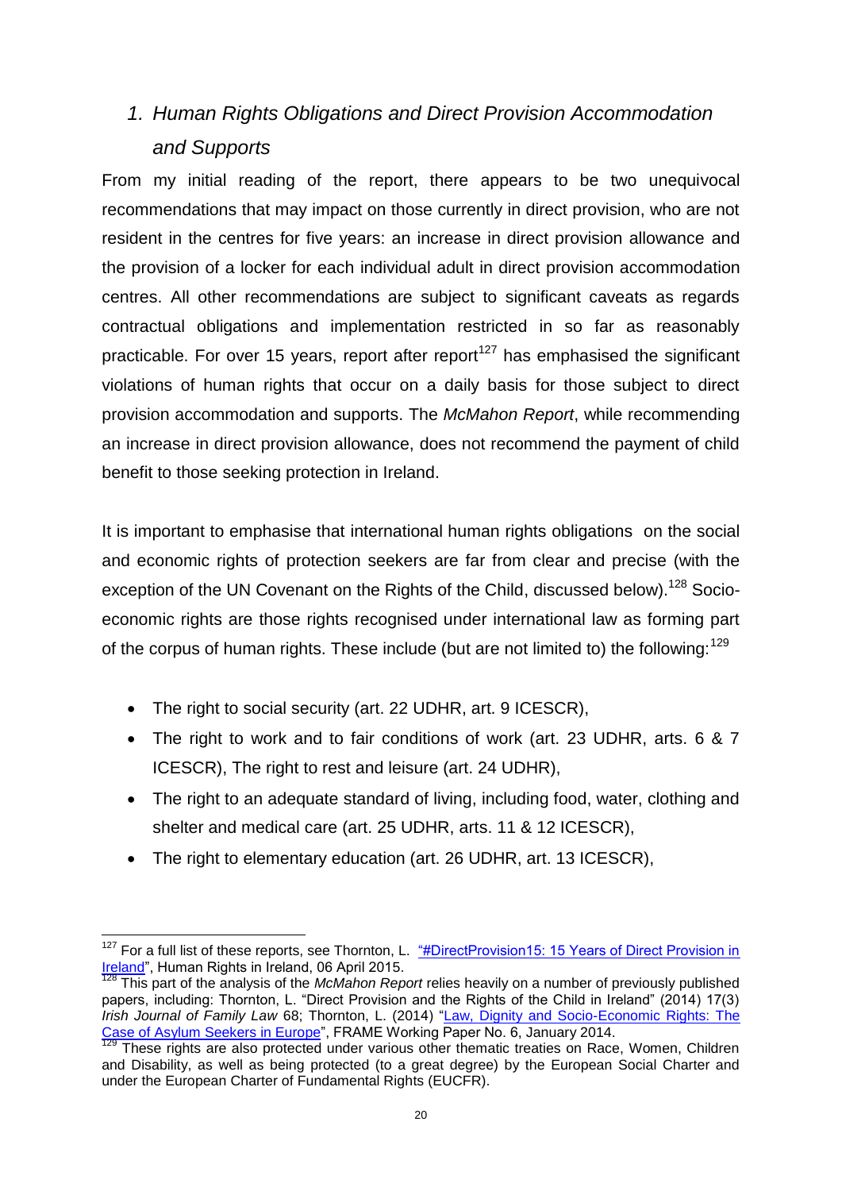## 1. *Human Rights Obligations and Direct Provision Accommodation and Supports*

From my initial reading of the report, there appears to be two unequivocal recommendations that may impact on those currently in direct provision, who are not resident in the centres for five years: an increase in direct provision allowance and the provision of a locker for each individual adult in direct provision accommodation centres. All other recommendations are subject to significant caveats as regards contractual obligations and implementation restricted in so far as reasonably practicable. For over 15 years, report after report[127] has emphasised the significant violations of human rights that occur on a daily basis for those subject to direct provision accommodation and supports. The *McMahon Report*, while recommending an increase in direct provision allowance, does not recommend the payment of child benefit to those seeking protection in Ireland.

It is important to emphasise that international human rights obligations on the social and economic rights of protection seekers are far from clear and precise (with the exception of the UN Covenant on the Rights of the Child, discussed below).[128] Socio-economic rights are those rights recognised under international law as forming part of the corpus of human rights. These include (but are not limited to) the following:[129]

- The right to social security (art. 22 UDHR, art. 9 ICESCR),
- The right to work and to fair conditions of work (art. 23 UDHR, arts. 6 & 7 ICESCR), The right to rest and leisure (art. 24 UDHR),
- The right to an adequate standard of living, including food, water, clothing and shelter and medical care (art. 25 UDHR, arts. 11 & 12 ICESCR),
- The right to elementary education (art. 26 UDHR, art. 13 ICESCR),

---

[127] For a full list of these reports, see Thornton, L. "#DirectProvision15: 15 Years of Direct Provision in Ireland", Human Rights in Ireland, 06 April 2015.

[128] This part of the analysis of the *McMahon Report* relies heavily on a number of previously published papers, including: Thornton, L. "Direct Provision and the Rights of the Child in Ireland" (2014) 17(3) *Irish Journal of Family Law* 68; Thornton, L. (2014) "Law, Dignity and Socio-Economic Rights: The Case of Asylum Seekers in Europe", FRAME Working Paper No. 6, January 2014.

[129] These rights are also protected under various other thematic treaties on Race, Women, Children and Disability, as well as being protected (to a great degree) by the European Social Charter and under the European Charter of Fundamental Rights (EUCFR).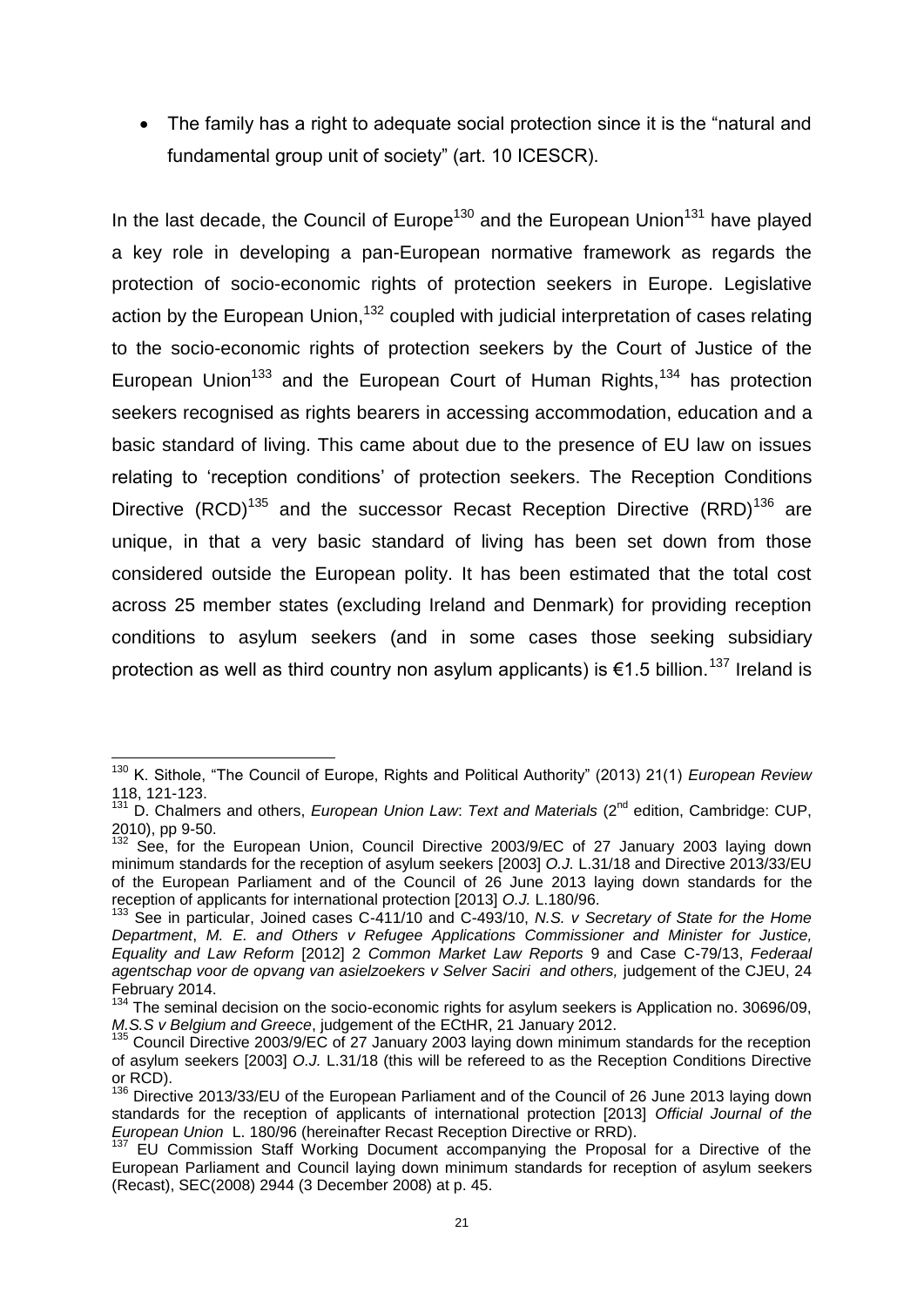- The family has a right to adequate social protection since it is the "natural and fundamental group unit of society" (art. 10 ICESCR).

In the last decade, the Council of Europe[130] and the European Union[131] have played a key role in developing a pan-European normative framework as regards the protection of socio-economic rights of protection seekers in Europe. Legislative action by the European Union,[132] coupled with judicial interpretation of cases relating to the socio-economic rights of protection seekers by the Court of Justice of the European Union[133] and the European Court of Human Rights,[134] has protection seekers recognised as rights bearers in accessing accommodation, education and a basic standard of living. This came about due to the presence of EU law on issues relating to 'reception conditions' of protection seekers. The Reception Conditions Directive (RCD)[135] and the successor Recast Reception Directive (RRD)[136] are unique, in that a very basic standard of living has been set down from those considered outside the European polity. It has been estimated that the total cost across 25 member states (excluding Ireland and Denmark) for providing reception conditions to asylum seekers (and in some cases those seeking subsidiary protection as well as third country non asylum applicants) is €1.5 billion.[137] Ireland is

---

[130] K. Sithole, "The Council of Europe, Rights and Political Authority" (2013) 21(1) *European Review* 118, 121-123.

[131] D. Chalmers and others, *European Union Law*: *Text and Materials* (2nd edition, Cambridge: CUP, 2010), pp 9-50.

[132] See, for the European Union, Council Directive 2003/9/EC of 27 January 2003 laying down minimum standards for the reception of asylum seekers [2003] *O.J.* L.31/18 and Directive 2013/33/EU of the European Parliament and of the Council of 26 June 2013 laying down standards for the reception of applicants for international protection [2013] *O.J.* L.180/96.

[133] See in particular, Joined cases C-411/10 and C-493/10, *N.S. v Secretary of State for the Home Department*, *M. E. and Others v Refugee Applications Commissioner and Minister for Justice, Equality and Law Reform* [2012] 2 *Common Market Law Reports* 9 and Case C-79/13, *Federaal agentschap voor de opvang van asielzoekers v Selver Saciri and others,* judgement of the CJEU, 24 February 2014.

[134] The seminal decision on the socio-economic rights for asylum seekers is Application no. 30696/09, *M.S.S v Belgium and Greece*, judgement of the ECtHR, 21 January 2012.

[135] Council Directive 2003/9/EC of 27 January 2003 laying down minimum standards for the reception of asylum seekers [2003] *O.J.* L.31/18 (this will be refereed to as the Reception Conditions Directive or RCD).

[136] Directive 2013/33/EU of the European Parliament and of the Council of 26 June 2013 laying down standards for the reception of applicants of international protection [2013] *Official Journal of the European Union* L. 180/96 (hereinafter Recast Reception Directive or RRD).

[137] EU Commission Staff Working Document accompanying the Proposal for a Directive of the European Parliament and Council laying down minimum standards for reception of asylum seekers (Recast), SEC(2008) 2944 (3 December 2008) at p. 45.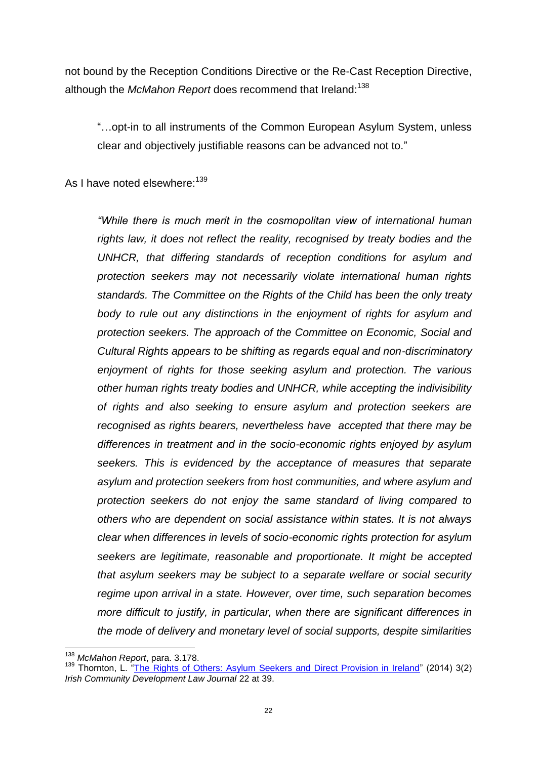not bound by the Reception Conditions Directive or the Re-Cast Reception Directive, although the *McMahon Report* does recommend that Ireland:[138]

> "…opt-in to all instruments of the Common European Asylum System, unless clear and objectively justifiable reasons can be advanced not to."

As I have noted elsewhere:[139]

> *"While there is much merit in the cosmopolitan view of international human rights law, it does not reflect the reality, recognised by treaty bodies and the UNHCR, that differing standards of reception conditions for asylum and protection seekers may not necessarily violate international human rights standards. The Committee on the Rights of the Child has been the only treaty body to rule out any distinctions in the enjoyment of rights for asylum and protection seekers. The approach of the Committee on Economic, Social and Cultural Rights appears to be shifting as regards equal and non-discriminatory enjoyment of rights for those seeking asylum and protection. The various other human rights treaty bodies and UNHCR, while accepting the indivisibility of rights and also seeking to ensure asylum and protection seekers are recognised as rights bearers, nevertheless have accepted that there may be differences in treatment and in the socio-economic rights enjoyed by asylum seekers. This is evidenced by the acceptance of measures that separate asylum and protection seekers from host communities, and where asylum and protection seekers do not enjoy the same standard of living compared to others who are dependent on social assistance within states. It is not always clear when differences in levels of socio-economic rights protection for asylum seekers are legitimate, reasonable and proportionate. It might be accepted that asylum seekers may be subject to a separate welfare or social security regime upon arrival in a state. However, over time, such separation becomes more difficult to justify, in particular, when there are significant differences in the mode of delivery and monetary level of social supports, despite similarities*

---

[138] *McMahon Report*, para. 3.178.

[139] Thornton, L. "The Rights of Others: Asylum Seekers and Direct Provision in Ireland" (2014) 3(2) *Irish Community Development Law Journal* 22 at 39.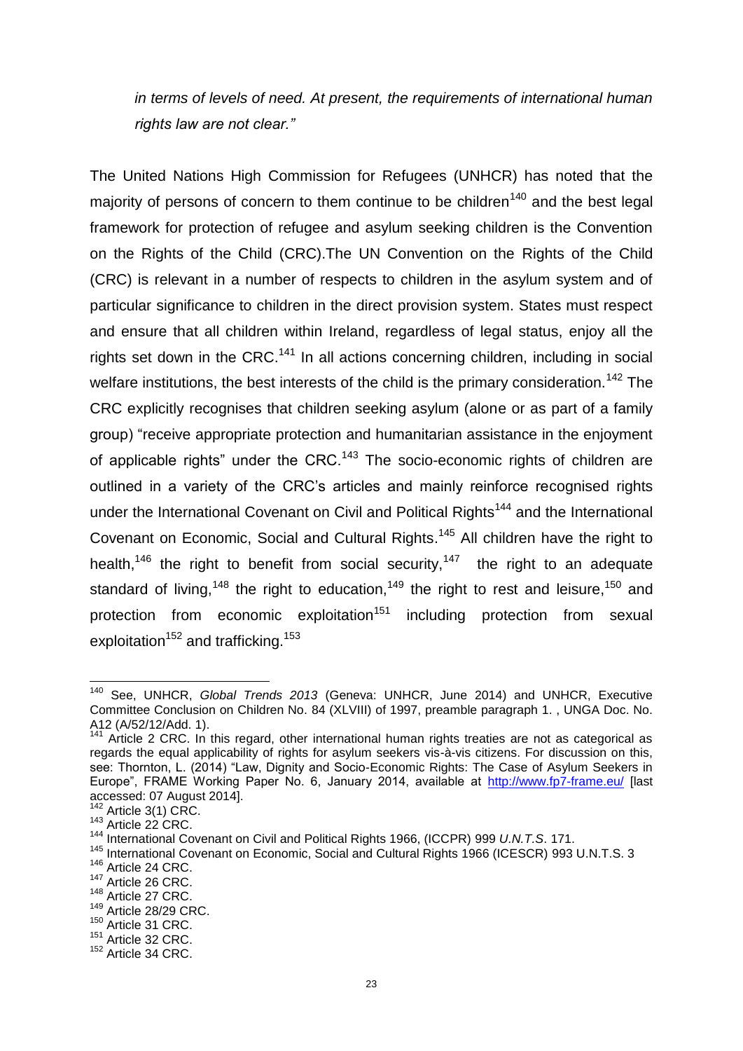*in terms of levels of need. At present, the requirements of international human rights law are not clear."*

The United Nations High Commission for Refugees (UNHCR) has noted that the majority of persons of concern to them continue to be children[140] and the best legal framework for protection of refugee and asylum seeking children is the Convention on the Rights of the Child (CRC).The UN Convention on the Rights of the Child (CRC) is relevant in a number of respects to children in the asylum system and of particular significance to children in the direct provision system. States must respect and ensure that all children within Ireland, regardless of legal status, enjoy all the rights set down in the CRC.[141] In all actions concerning children, including in social welfare institutions, the best interests of the child is the primary consideration.[142] The CRC explicitly recognises that children seeking asylum (alone or as part of a family group) "receive appropriate protection and humanitarian assistance in the enjoyment of applicable rights" under the CRC.[143] The socio-economic rights of children are outlined in a variety of the CRC's articles and mainly reinforce recognised rights under the International Covenant on Civil and Political Rights[144] and the International Covenant on Economic, Social and Cultural Rights.[145] All children have the right to health,[146] the right to benefit from social security,[147] the right to an adequate standard of living,[148] the right to education,[149] the right to rest and leisure,[150] and protection from economic exploitation[151] including protection from sexual exploitation[152] and trafficking.[153]

---

[140] See, UNHCR, *Global Trends 2013* (Geneva: UNHCR, June 2014) and UNHCR, Executive Committee Conclusion on Children No. 84 (XLVIII) of 1997, preamble paragraph 1. , UNGA Doc. No. A12 (A/52/12/Add. 1).

[141] Article 2 CRC. In this regard, other international human rights treaties are not as categorical as regards the equal applicability of rights for asylum seekers vis-à-vis citizens. For discussion on this, see: Thornton, L. (2014) "Law, Dignity and Socio-Economic Rights: The Case of Asylum Seekers in Europe", FRAME Working Paper No. 6, January 2014, available at http://www.fp7-frame.eu/ [last accessed: 07 August 2014].

[142] Article 3(1) CRC.

[143] Article 22 CRC.

[144] International Covenant on Civil and Political Rights 1966, (ICCPR) 999 *U.N.T.S*. 171.

[145] International Covenant on Economic, Social and Cultural Rights 1966 (ICESCR) 993 U.N.T.S. 3

[146] Article 24 CRC.

[147] Article 26 CRC.

[148] Article 27 CRC.

[149] Article 28/29 CRC.

[150] Article 31 CRC.

[151] Article 32 CRC.

[152] Article 34 CRC.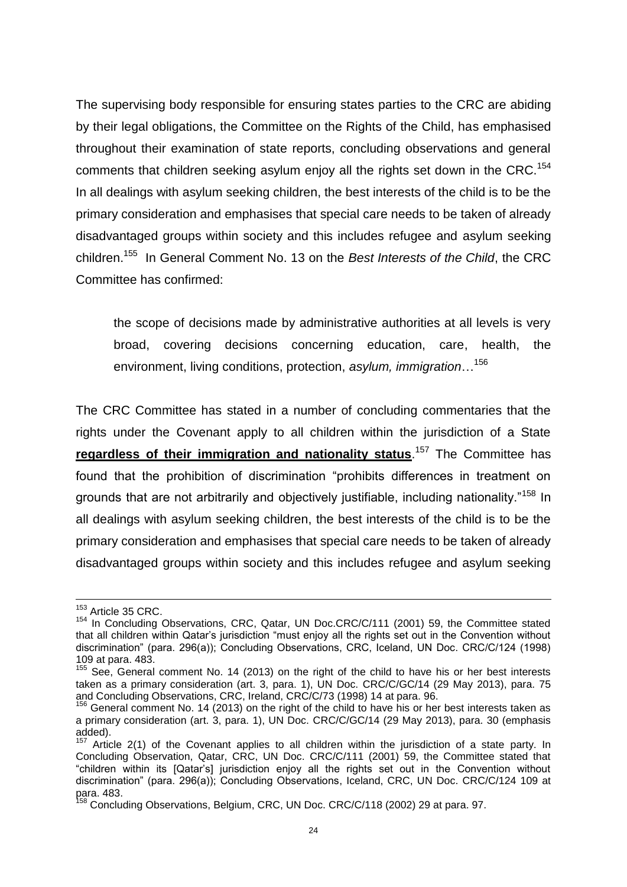The supervising body responsible for ensuring states parties to the CRC are abiding by their legal obligations, the Committee on the Rights of the Child, has emphasised throughout their examination of state reports, concluding observations and general comments that children seeking asylum enjoy all the rights set down in the CRC.[154] In all dealings with asylum seeking children, the best interests of the child is to be the primary consideration and emphasises that special care needs to be taken of already disadvantaged groups within society and this includes refugee and asylum seeking children.[155] In General Comment No. 13 on the *Best Interests of the Child*, the CRC Committee has confirmed:

> the scope of decisions made by administrative authorities at all levels is very broad, covering decisions concerning education, care, health, the environment, living conditions, protection, *asylum, immigration*…[156]

The CRC Committee has stated in a number of concluding commentaries that the rights under the Covenant apply to all children within the jurisdiction of a State **regardless of their immigration and nationality status**.[157] The Committee has found that the prohibition of discrimination "prohibits differences in treatment on grounds that are not arbitrarily and objectively justifiable, including nationality."[158] In all dealings with asylum seeking children, the best interests of the child is to be the primary consideration and emphasises that special care needs to be taken of already disadvantaged groups within society and this includes refugee and asylum seeking

---

[153] Article 35 CRC.

[154] In Concluding Observations, CRC, Qatar, UN Doc.CRC/C/111 (2001) 59, the Committee stated that all children within Qatar's jurisdiction "must enjoy all the rights set out in the Convention without discrimination" (para. 296(a)); Concluding Observations, CRC, Iceland, UN Doc. CRC/C/124 (1998) 109 at para. 483.

[155] See, General comment No. 14 (2013) on the right of the child to have his or her best interests taken as a primary consideration (art. 3, para. 1), UN Doc. CRC/C/GC/14 (29 May 2013), para. 75 and Concluding Observations, CRC, Ireland, CRC/C/73 (1998) 14 at para. 96.

[156] General comment No. 14 (2013) on the right of the child to have his or her best interests taken as a primary consideration (art. 3, para. 1), UN Doc. CRC/C/GC/14 (29 May 2013), para. 30 (emphasis added).

[157] Article 2(1) of the Covenant applies to all children within the jurisdiction of a state party. In Concluding Observation, Qatar, CRC, UN Doc. CRC/C/111 (2001) 59, the Committee stated that "children within its [Qatar's] jurisdiction enjoy all the rights set out in the Convention without discrimination" (para. 296(a)); Concluding Observations, Iceland, CRC, UN Doc. CRC/C/124 109 at para. 483.

[158] Concluding Observations, Belgium, CRC, UN Doc. CRC/C/118 (2002) 29 at para. 97.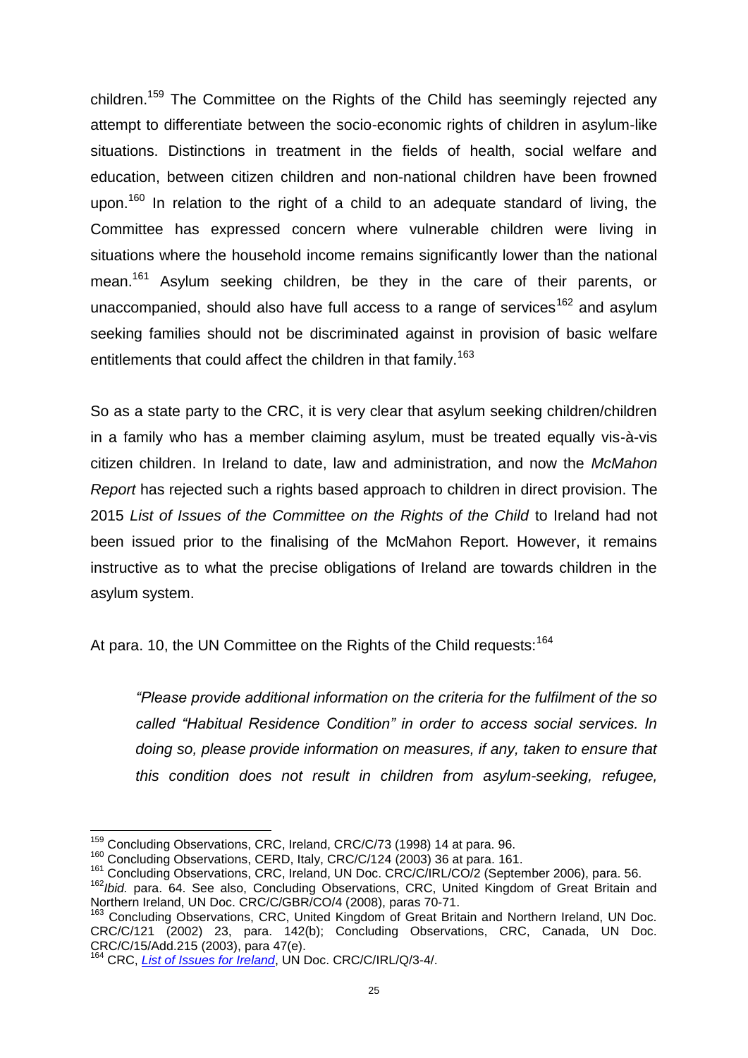children.[159] The Committee on the Rights of the Child has seemingly rejected any attempt to differentiate between the socio-economic rights of children in asylum-like situations. Distinctions in treatment in the fields of health, social welfare and education, between citizen children and non-national children have been frowned upon.[160] In relation to the right of a child to an adequate standard of living, the Committee has expressed concern where vulnerable children were living in situations where the household income remains significantly lower than the national mean.[161] Asylum seeking children, be they in the care of their parents, or unaccompanied, should also have full access to a range of services[162] and asylum seeking families should not be discriminated against in provision of basic welfare entitlements that could affect the children in that family.[163]

So as a state party to the CRC, it is very clear that asylum seeking children/children in a family who has a member claiming asylum, must be treated equally vis-à-vis citizen children. In Ireland to date, law and administration, and now the *McMahon Report* has rejected such a rights based approach to children in direct provision. The 2015 *List of Issues of the Committee on the Rights of the Child* to Ireland had not been issued prior to the finalising of the McMahon Report. However, it remains instructive as to what the precise obligations of Ireland are towards children in the asylum system.

At para. 10, the UN Committee on the Rights of the Child requests:[164]

> *"Please provide additional information on the criteria for the fulfilment of the so called "Habitual Residence Condition" in order to access social services. In doing so, please provide information on measures, if any, taken to ensure that this condition does not result in children from asylum-seeking, refugee,*

---

[159] Concluding Observations, CRC, Ireland, CRC/C/73 (1998) 14 at para. 96.

[160] Concluding Observations, CERD, Italy, CRC/C/124 (2003) 36 at para. 161.

[161] Concluding Observations, CRC, Ireland, UN Doc. CRC/C/IRL/CO/2 (September 2006), para. 56.

[162] *Ibid.* para. 64. See also, Concluding Observations, CRC, United Kingdom of Great Britain and Northern Ireland, UN Doc. CRC/C/GBR/CO/4 (2008), paras 70-71.

[163] Concluding Observations, CRC, United Kingdom of Great Britain and Northern Ireland, UN Doc. CRC/C/121 (2002) 23, para. 142(b); Concluding Observations, CRC, Canada, UN Doc. CRC/C/15/Add.215 (2003), para 47(e).

[164] CRC, *List of Issues for Ireland*, UN Doc. CRC/C/IRL/Q/3-4/.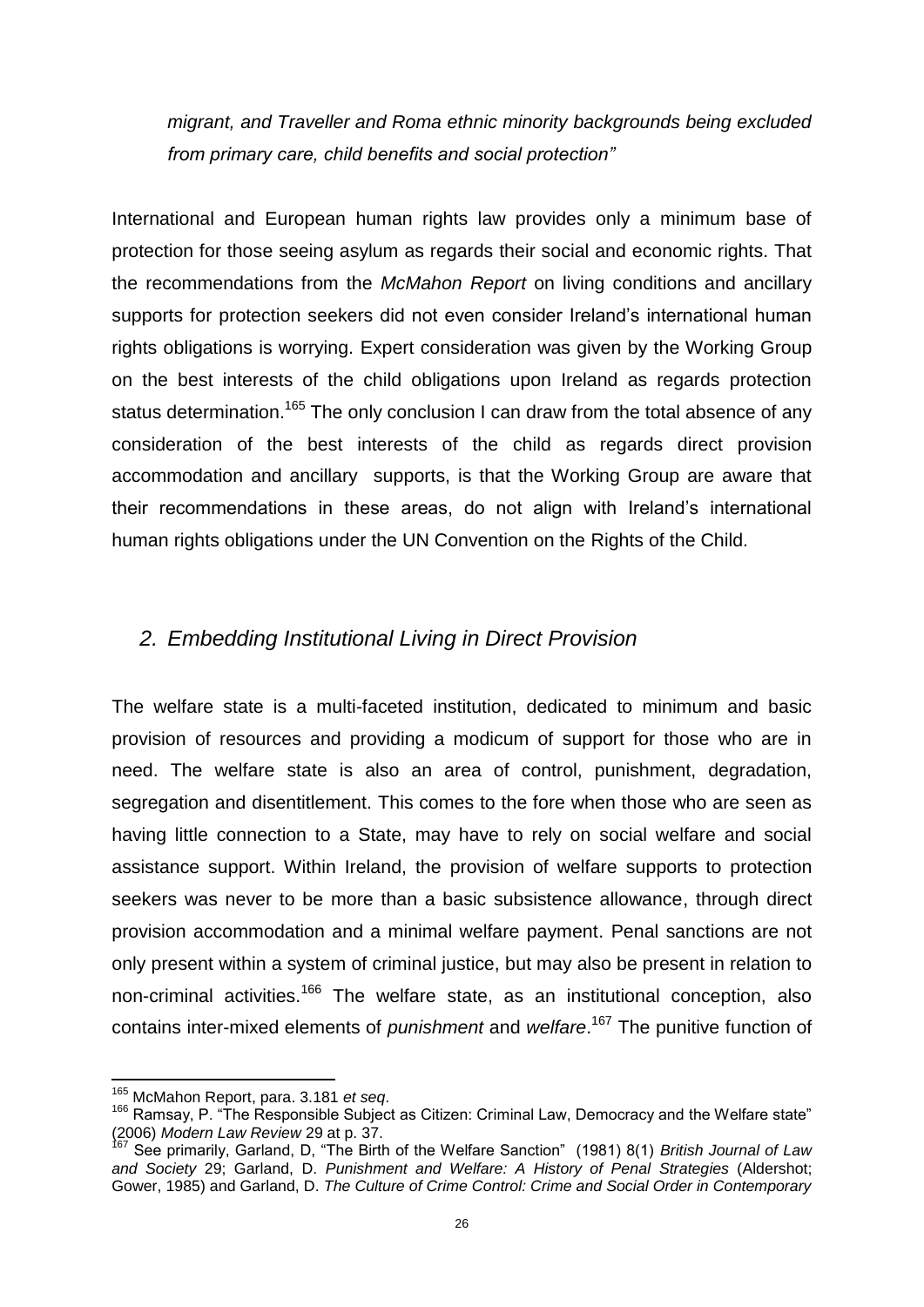*migrant, and Traveller and Roma ethnic minority backgrounds being excluded from primary care, child benefits and social protection"*

International and European human rights law provides only a minimum base of protection for those seeing asylum as regards their social and economic rights. That the recommendations from the *McMahon Report* on living conditions and ancillary supports for protection seekers did not even consider Ireland's international human rights obligations is worrying. Expert consideration was given by the Working Group on the best interests of the child obligations upon Ireland as regards protection status determination.[165] The only conclusion I can draw from the total absence of any consideration of the best interests of the child as regards direct provision accommodation and ancillary supports, is that the Working Group are aware that their recommendations in these areas, do not align with Ireland's international human rights obligations under the UN Convention on the Rights of the Child.

## *2. Embedding Institutional Living in Direct Provision*

The welfare state is a multi-faceted institution, dedicated to minimum and basic provision of resources and providing a modicum of support for those who are in need. The welfare state is also an area of control, punishment, degradation, segregation and disentitlement. This comes to the fore when those who are seen as having little connection to a State, may have to rely on social welfare and social assistance support. Within Ireland, the provision of welfare supports to protection seekers was never to be more than a basic subsistence allowance, through direct provision accommodation and a minimal welfare payment. Penal sanctions are not only present within a system of criminal justice, but may also be present in relation to non-criminal activities.[166] The welfare state, as an institutional conception, also contains inter-mixed elements of *punishment* and *welfare*.[167] The punitive function of

---

[165] McMahon Report, para. 3.181 *et seq*.

[166] Ramsay, P. "The Responsible Subject as Citizen: Criminal Law, Democracy and the Welfare state" (2006) *Modern Law Review* 29 at p. 37.

[167] See primarily, Garland, D, "The Birth of the Welfare Sanction" (1981) 8(1) *British Journal of Law and Society* 29; Garland, D. *Punishment and Welfare: A History of Penal Strategies* (Aldershot; Gower, 1985) and Garland, D. *The Culture of Crime Control: Crime and Social Order in Contemporary*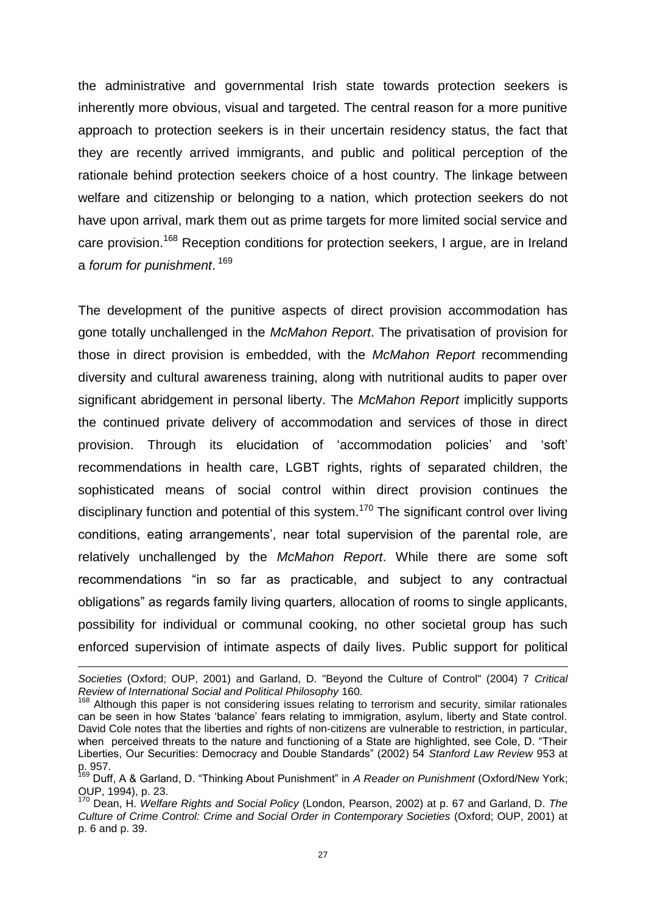the administrative and governmental Irish state towards protection seekers is inherently more obvious, visual and targeted. The central reason for a more punitive approach to protection seekers is in their uncertain residency status, the fact that they are recently arrived immigrants, and public and political perception of the rationale behind protection seekers choice of a host country. The linkage between welfare and citizenship or belonging to a nation, which protection seekers do not have upon arrival, mark them out as prime targets for more limited social service and care provision.[168] Reception conditions for protection seekers, I argue, are in Ireland a *forum for punishment*.[169]

The development of the punitive aspects of direct provision accommodation has gone totally unchallenged in the *McMahon Report*. The privatisation of provision for those in direct provision is embedded, with the *McMahon Report* recommending diversity and cultural awareness training, along with nutritional audits to paper over significant abridgement in personal liberty. The *McMahon Report* implicitly supports the continued private delivery of accommodation and services of those in direct provision. Through its elucidation of 'accommodation policies' and 'soft' recommendations in health care, LGBT rights, rights of separated children, the sophisticated means of social control within direct provision continues the disciplinary function and potential of this system.[170] The significant control over living conditions, eating arrangements', near total supervision of the parental role, are relatively unchallenged by the *McMahon Report*. While there are some soft recommendations "in so far as practicable, and subject to any contractual obligations" as regards family living quarters, allocation of rooms to single applicants, possibility for individual or communal cooking, no other societal group has such enforced supervision of intimate aspects of daily lives. Public support for political

---

*Societies* (Oxford; OUP, 2001) and Garland, D. "Beyond the Culture of Control" (2004) 7 *Critical Review of International Social and Political Philosophy* 160.

[168] Although this paper is not considering issues relating to terrorism and security, similar rationales can be seen in how States 'balance' fears relating to immigration, asylum, liberty and State control. David Cole notes that the liberties and rights of non-citizens are vulnerable to restriction, in particular, when perceived threats to the nature and functioning of a State are highlighted, see Cole, D. "Their Liberties, Our Securities: Democracy and Double Standards" (2002) 54 *Stanford Law Review* 953 at p. 957.

[169] Duff, A & Garland, D. "Thinking About Punishment" in *A Reader on Punishment* (Oxford/New York; OUP, 1994), p. 23.

[170] Dean, H. *Welfare Rights and Social Policy* (London, Pearson, 2002) at p. 67 and Garland, D. *The Culture of Crime Control: Crime and Social Order in Contemporary Societies* (Oxford; OUP, 2001) at p. 6 and p. 39.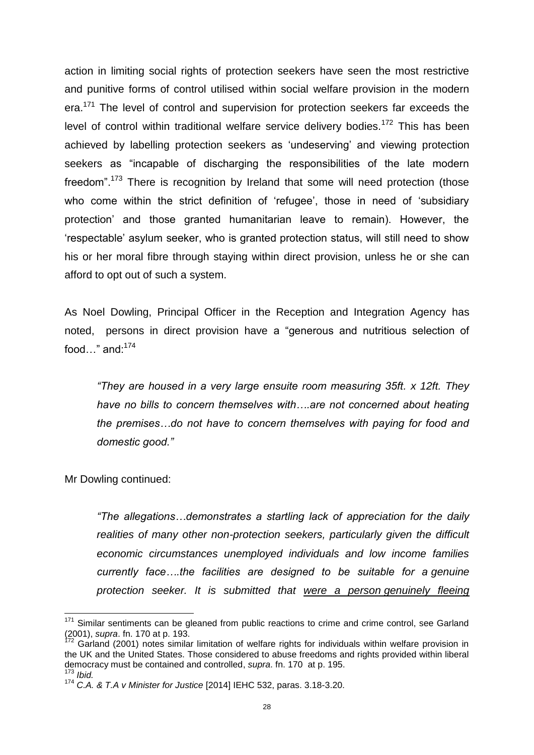action in limiting social rights of protection seekers have seen the most restrictive and punitive forms of control utilised within social welfare provision in the modern era.[171] The level of control and supervision for protection seekers far exceeds the level of control within traditional welfare service delivery bodies.[172] This has been achieved by labelling protection seekers as 'undeserving' and viewing protection seekers as "incapable of discharging the responsibilities of the late modern freedom".[173] There is recognition by Ireland that some will need protection (those who come within the strict definition of 'refugee', those in need of 'subsidiary protection' and those granted humanitarian leave to remain). However, the 'respectable' asylum seeker, who is granted protection status, will still need to show his or her moral fibre through staying within direct provision, unless he or she can afford to opt out of such a system.

As Noel Dowling, Principal Officer in the Reception and Integration Agency has noted, persons in direct provision have a "generous and nutritious selection of food…" and:[174]

> *"They are housed in a very large ensuite room measuring 35ft. x 12ft. They have no bills to concern themselves with….are not concerned about heating the premises…do not have to concern themselves with paying for food and domestic good."*

Mr Dowling continued:

> *"The allegations…demonstrates a startling lack of appreciation for the daily realities of many other non-protection seekers, particularly given the difficult economic circumstances unemployed individuals and low income families currently face….the facilities are designed to be suitable for a genuine protection seeker. It is submitted that <u>were a person genuinely fleeing</u>*

---

[171] Similar sentiments can be gleaned from public reactions to crime and crime control, see Garland (2001), *supra*. fn. 170 at p. 193.

[172] Garland (2001) notes similar limitation of welfare rights for individuals within welfare provision in the UK and the United States. Those considered to abuse freedoms and rights provided within liberal democracy must be contained and controlled, *supra*. fn. 170 at p. 195.

[173] *Ibid.*

[174] *C.A. & T.A v Minister for Justice* [2014] IEHC 532, paras. 3.18-3.20.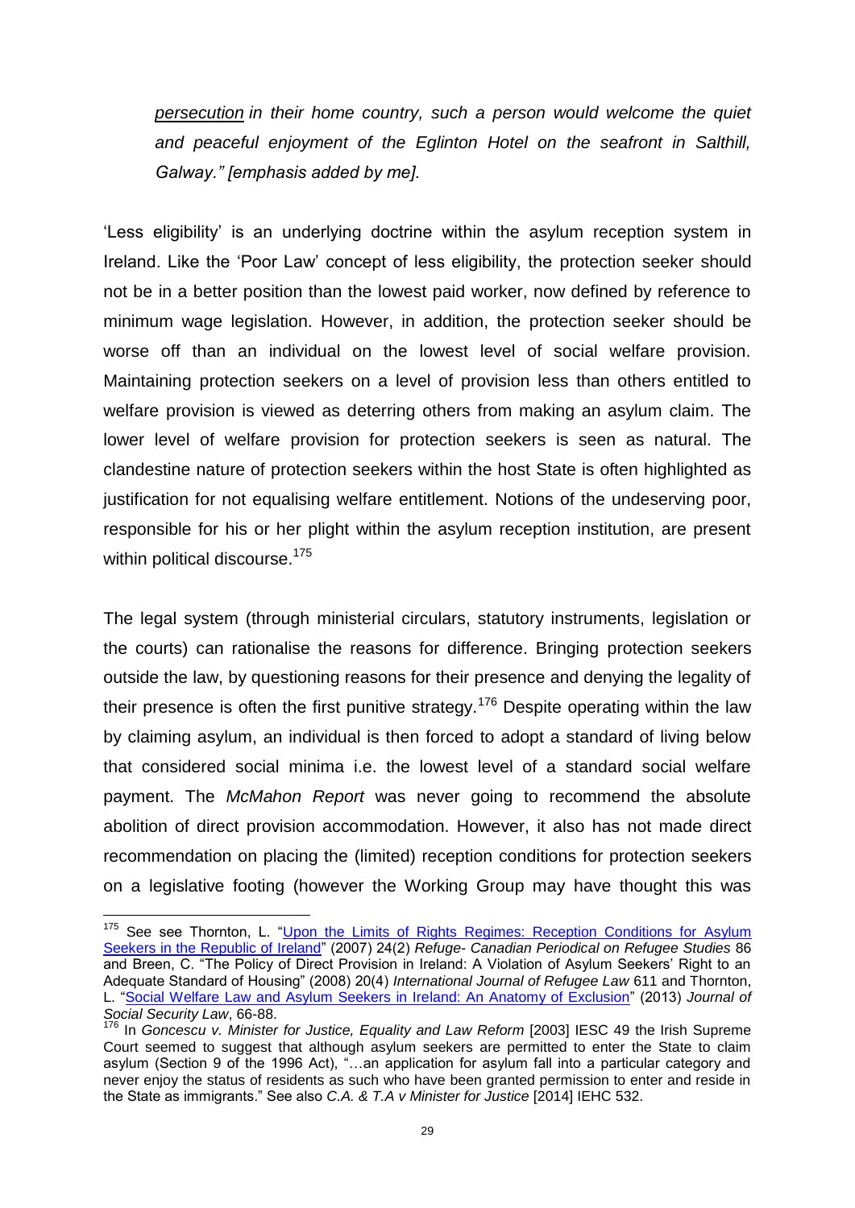*persecution in their home country, such a person would welcome the quiet and peaceful enjoyment of the Eglinton Hotel on the seafront in Salthill, Galway." [emphasis added by me].*

'Less eligibility' is an underlying doctrine within the asylum reception system in Ireland. Like the 'Poor Law' concept of less eligibility, the protection seeker should not be in a better position than the lowest paid worker, now defined by reference to minimum wage legislation. However, in addition, the protection seeker should be worse off than an individual on the lowest level of social welfare provision. Maintaining protection seekers on a level of provision less than others entitled to welfare provision is viewed as deterring others from making an asylum claim. The lower level of welfare provision for protection seekers is seen as natural. The clandestine nature of protection seekers within the host State is often highlighted as justification for not equalising welfare entitlement. Notions of the undeserving poor, responsible for his or her plight within the asylum reception institution, are present within political discourse.[175]

The legal system (through ministerial circulars, statutory instruments, legislation or the courts) can rationalise the reasons for difference. Bringing protection seekers outside the law, by questioning reasons for their presence and denying the legality of their presence is often the first punitive strategy.[176] Despite operating within the law by claiming asylum, an individual is then forced to adopt a standard of living below that considered social minima i.e. the lowest level of a standard social welfare payment. The *McMahon Report* was never going to recommend the absolute abolition of direct provision accommodation. However, it also has not made direct recommendation on placing the (limited) reception conditions for protection seekers on a legislative footing (however the Working Group may have thought this was

---

[175] See see Thornton, L. "Upon the Limits of Rights Regimes: Reception Conditions for Asylum Seekers in the Republic of Ireland" (2007) 24(2) *Refuge- Canadian Periodical on Refugee Studies* 86 and Breen, C. "The Policy of Direct Provision in Ireland: A Violation of Asylum Seekers' Right to an Adequate Standard of Housing" (2008) 20(4) *International Journal of Refugee Law* 611 and Thornton, L. "Social Welfare Law and Asylum Seekers in Ireland: An Anatomy of Exclusion" (2013) *Journal of Social Security Law*, 66-88.

[176] In *Goncescu v. Minister for Justice, Equality and Law Reform* [2003] IESC 49 the Irish Supreme Court seemed to suggest that although asylum seekers are permitted to enter the State to claim asylum (Section 9 of the 1996 Act), "…an application for asylum fall into a particular category and never enjoy the status of residents as such who have been granted permission to enter and reside in the State as immigrants." See also *C.A. & T.A v Minister for Justice* [2014] IEHC 532.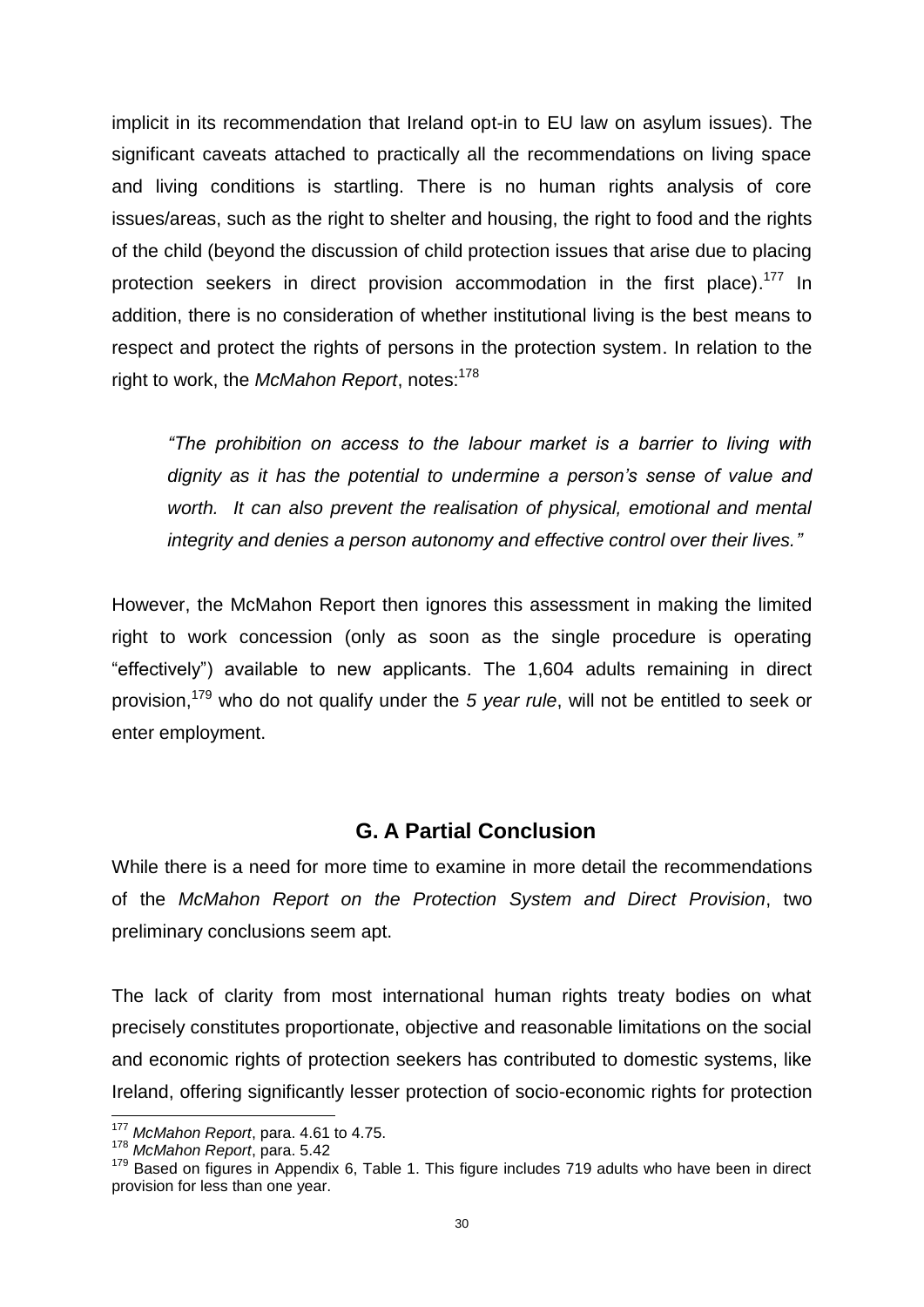implicit in its recommendation that Ireland opt-in to EU law on asylum issues). The significant caveats attached to practically all the recommendations on living space and living conditions is startling. There is no human rights analysis of core issues/areas, such as the right to shelter and housing, the right to food and the rights of the child (beyond the discussion of child protection issues that arise due to placing protection seekers in direct provision accommodation in the first place).[177] In addition, there is no consideration of whether institutional living is the best means to respect and protect the rights of persons in the protection system. In relation to the right to work, the *McMahon Report*, notes:[178]

> *"The prohibition on access to the labour market is a barrier to living with dignity as it has the potential to undermine a person's sense of value and worth. It can also prevent the realisation of physical, emotional and mental integrity and denies a person autonomy and effective control over their lives."*

However, the McMahon Report then ignores this assessment in making the limited right to work concession (only as soon as the single procedure is operating "effectively") available to new applicants. The 1,604 adults remaining in direct provision,[179] who do not qualify under the *5 year rule*, will not be entitled to seek or enter employment.

## G. A Partial Conclusion

While there is a need for more time to examine in more detail the recommendations of the *McMahon Report on the Protection System and Direct Provision*, two preliminary conclusions seem apt.

The lack of clarity from most international human rights treaty bodies on what precisely constitutes proportionate, objective and reasonable limitations on the social and economic rights of protection seekers has contributed to domestic systems, like Ireland, offering significantly lesser protection of socio-economic rights for protection

---

[177] *McMahon Report*, para. 4.61 to 4.75.

[178] *McMahon Report*, para. 5.42

[179] Based on figures in Appendix 6, Table 1. This figure includes 719 adults who have been in direct provision for less than one year.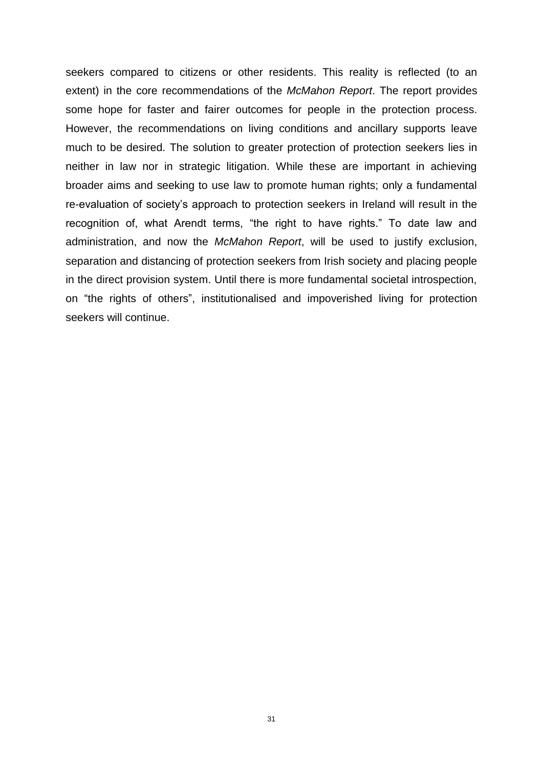seekers compared to citizens or other residents. This reality is reflected (to an extent) in the core recommendations of the *McMahon Report*. The report provides some hope for faster and fairer outcomes for people in the protection process. However, the recommendations on living conditions and ancillary supports leave much to be desired. The solution to greater protection of protection seekers lies in neither in law nor in strategic litigation. While these are important in achieving broader aims and seeking to use law to promote human rights; only a fundamental re-evaluation of society's approach to protection seekers in Ireland will result in the recognition of, what Arendt terms, "the right to have rights." To date law and administration, and now the *McMahon Report*, will be used to justify exclusion, separation and distancing of protection seekers from Irish society and placing people in the direct provision system. Until there is more fundamental societal introspection, on "the rights of others", institutionalised and impoverished living for protection seekers will continue.